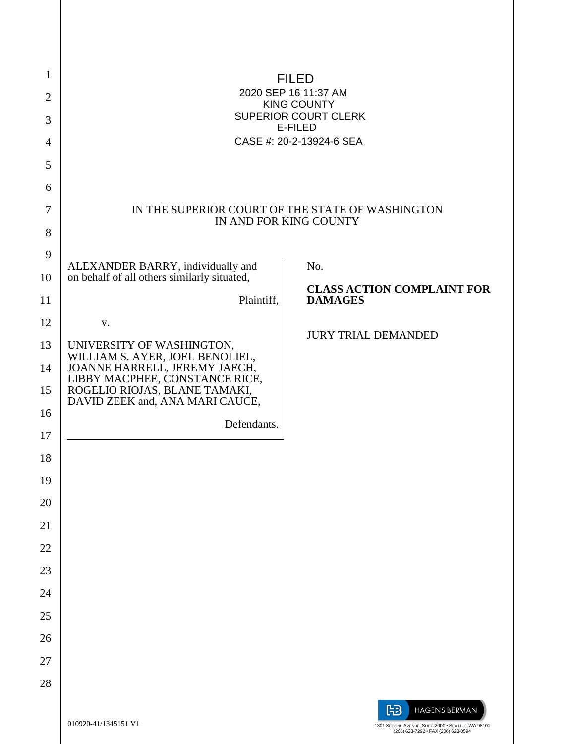FILED
2020 SEP 16 11:37 AM
KING COUNTY
SUPERIOR COURT CLERK
E-FILED
CASE #: 20-2-13924-6 SEA

IN THE SUPERIOR COURT OF THE STATE OF WASHINGTON
IN AND FOR KING COUNTY

ALEXANDER BARRY, individually and on behalf of all others similarly situated,

Plaintiff,

v.

UNIVERSITY OF WASHINGTON, WILLIAM S. AYER, JOEL BENOLIEL, JOANNE HARRELL, JEREMY JAECH, LIBBY MACPHEE, CONSTANCE RICE, ROGELIO RIOJAS, BLANE TAMAKI, DAVID ZEEK and, ANA MARI CAUCE,

Defendants.

No.

**CLASS ACTION COMPLAINT FOR DAMAGES**

JURY TRIAL DEMANDED

010920-41/1345151 V1

HAGENS BERMAN
1301 SECOND AVENUE, SUITE 2000 • SEATTLE, WA 98101
(206) 623-7292 • FAX (206) 623-0594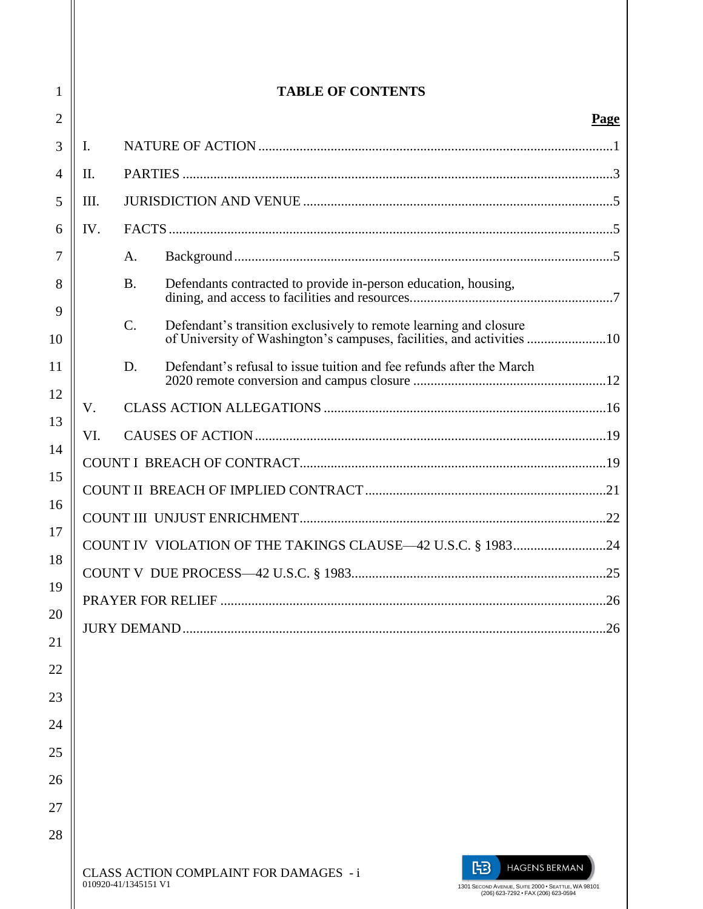# TABLE OF CONTENTS

| | | Page |
|---|---|---|
| I. | NATURE OF ACTION | 1 |
| II. | PARTIES | 3 |
| III. | JURISDICTION AND VENUE | 5 |
| IV. | FACTS | 5 |
| | A. Background | 5 |
| | B. Defendants contracted to provide in-person education, housing, dining, and access to facilities and resources. | 7 |
| | C. Defendant's transition exclusively to remote learning and closure of University of Washington's campuses, facilities, and activities | 10 |
| | D. Defendant's refusal to issue tuition and fee refunds after the March 2020 remote conversion and campus closure | 12 |
| V. | CLASS ACTION ALLEGATIONS | 16 |
| VI. | CAUSES OF ACTION | 19 |
| COUNT I BREACH OF CONTRACT | | 19 |
| COUNT II BREACH OF IMPLIED CONTRACT | | 21 |
| COUNT III UNJUST ENRICHMENT | | 22 |
| COUNT IV VIOLATION OF THE TAKINGS CLAUSE—42 U.S.C. § 1983 | | 24 |
| COUNT V DUE PROCESS—42 U.S.C. § 1983 | | 25 |
| PRAYER FOR RELIEF | | 26 |
| JURY DEMAND | | 26 |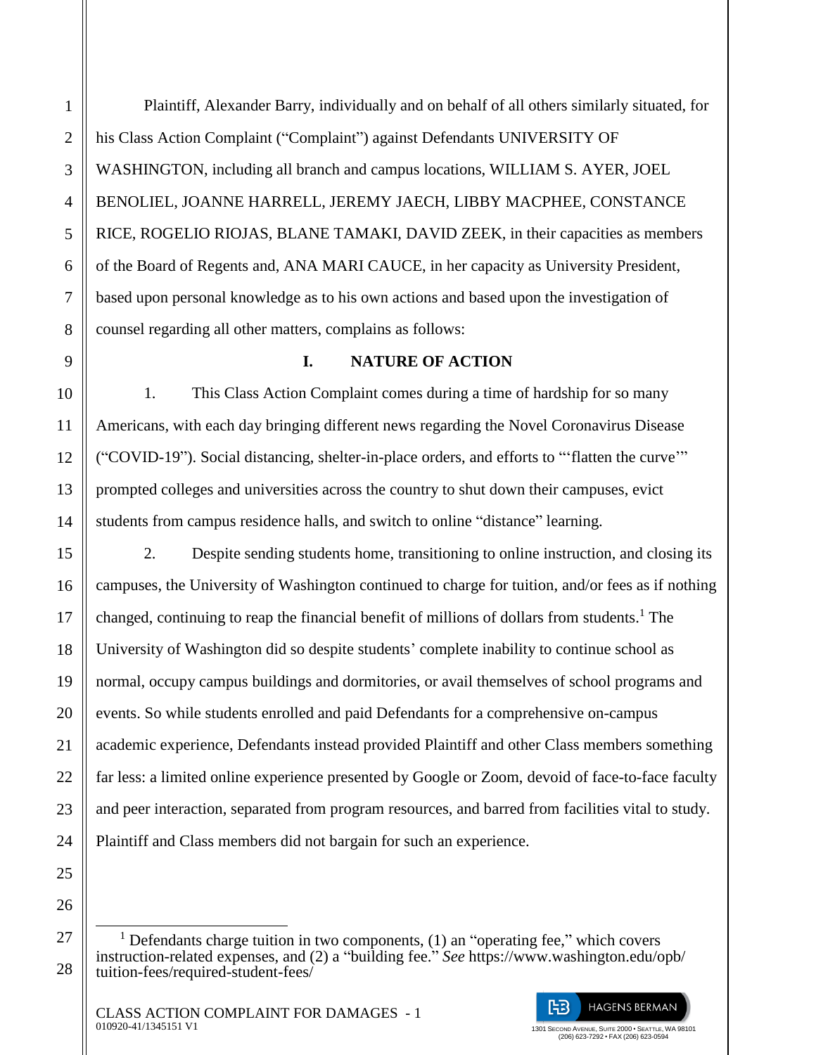Plaintiff, Alexander Barry, individually and on behalf of all others similarly situated, for his Class Action Complaint ("Complaint") against Defendants UNIVERSITY OF WASHINGTON, including all branch and campus locations, WILLIAM S. AYER, JOEL BENOLIEL, JOANNE HARRELL, JEREMY JAECH, LIBBY MACPHEE, CONSTANCE RICE, ROGELIO RIOJAS, BLANE TAMAKI, DAVID ZEEK, in their capacities as members of the Board of Regents and, ANA MARI CAUCE, in her capacity as University President, based upon personal knowledge as to his own actions and based upon the investigation of counsel regarding all other matters, complains as follows:

## I. NATURE OF ACTION

1. This Class Action Complaint comes during a time of hardship for so many Americans, with each day bringing different news regarding the Novel Coronavirus Disease ("COVID-19"). Social distancing, shelter-in-place orders, and efforts to "'flatten the curve'" prompted colleges and universities across the country to shut down their campuses, evict students from campus residence halls, and switch to online "distance" learning.

2. Despite sending students home, transitioning to online instruction, and closing its campuses, the University of Washington continued to charge for tuition, and/or fees as if nothing changed, continuing to reap the financial benefit of millions of dollars from students.[1] The University of Washington did so despite students' complete inability to continue school as normal, occupy campus buildings and dormitories, or avail themselves of school programs and events. So while students enrolled and paid Defendants for a comprehensive on-campus academic experience, Defendants instead provided Plaintiff and other Class members something far less: a limited online experience presented by Google or Zoom, devoid of face-to-face faculty and peer interaction, separated from program resources, and barred from facilities vital to study. Plaintiff and Class members did not bargain for such an experience.

---

[1] Defendants charge tuition in two components, (1) an "operating fee," which covers instruction-related expenses, and (2) a "building fee." *See* https://www.washington.edu/opb/tuition-fees/required-student-fees/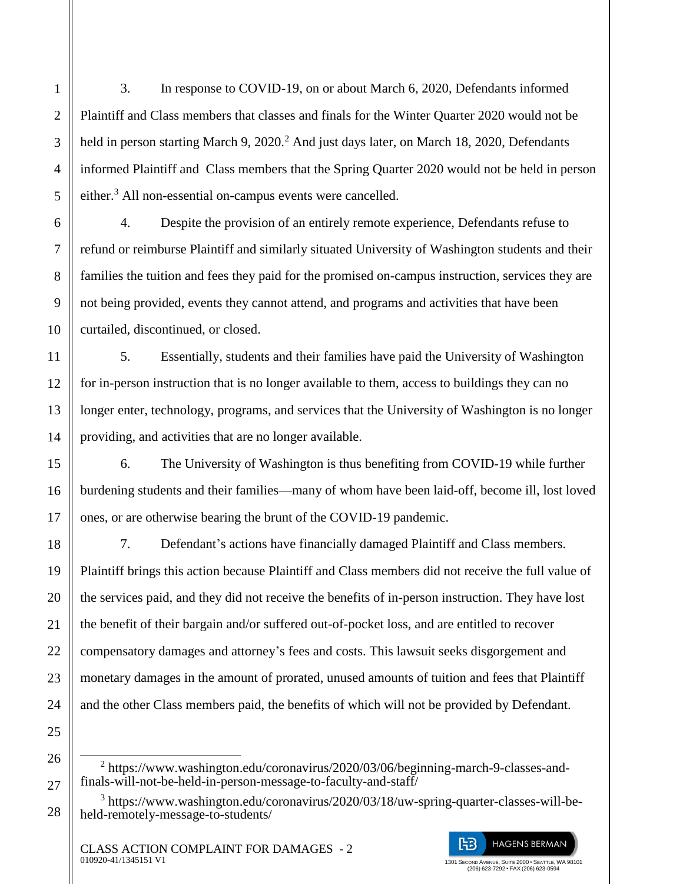3. In response to COVID-19, on or about March 6, 2020, Defendants informed Plaintiff and Class members that classes and finals for the Winter Quarter 2020 would not be held in person starting March 9, 2020.[2] And just days later, on March 18, 2020, Defendants informed Plaintiff and Class members that the Spring Quarter 2020 would not be held in person either.[3] All non-essential on-campus events were cancelled.

4. Despite the provision of an entirely remote experience, Defendants refuse to refund or reimburse Plaintiff and similarly situated University of Washington students and their families the tuition and fees they paid for the promised on-campus instruction, services they are not being provided, events they cannot attend, and programs and activities that have been curtailed, discontinued, or closed.

5. Essentially, students and their families have paid the University of Washington for in-person instruction that is no longer available to them, access to buildings they can no longer enter, technology, programs, and services that the University of Washington is no longer providing, and activities that are no longer available.

6. The University of Washington is thus benefiting from COVID-19 while further burdening students and their families—many of whom have been laid-off, become ill, lost loved ones, or are otherwise bearing the brunt of the COVID-19 pandemic.

7. Defendant's actions have financially damaged Plaintiff and Class members. Plaintiff brings this action because Plaintiff and Class members did not receive the full value of the services paid, and they did not receive the benefits of in-person instruction. They have lost the benefit of their bargain and/or suffered out-of-pocket loss, and are entitled to recover compensatory damages and attorney's fees and costs. This lawsuit seeks disgorgement and monetary damages in the amount of prorated, unused amounts of tuition and fees that Plaintiff and the other Class members paid, the benefits of which will not be provided by Defendant.

---

[2] https://www.washington.edu/coronavirus/2020/03/06/beginning-march-9-classes-and-finals-will-not-be-held-in-person-message-to-faculty-and-staff/

[3] https://www.washington.edu/coronavirus/2020/03/18/uw-spring-quarter-classes-will-be-held-remotely-message-to-students/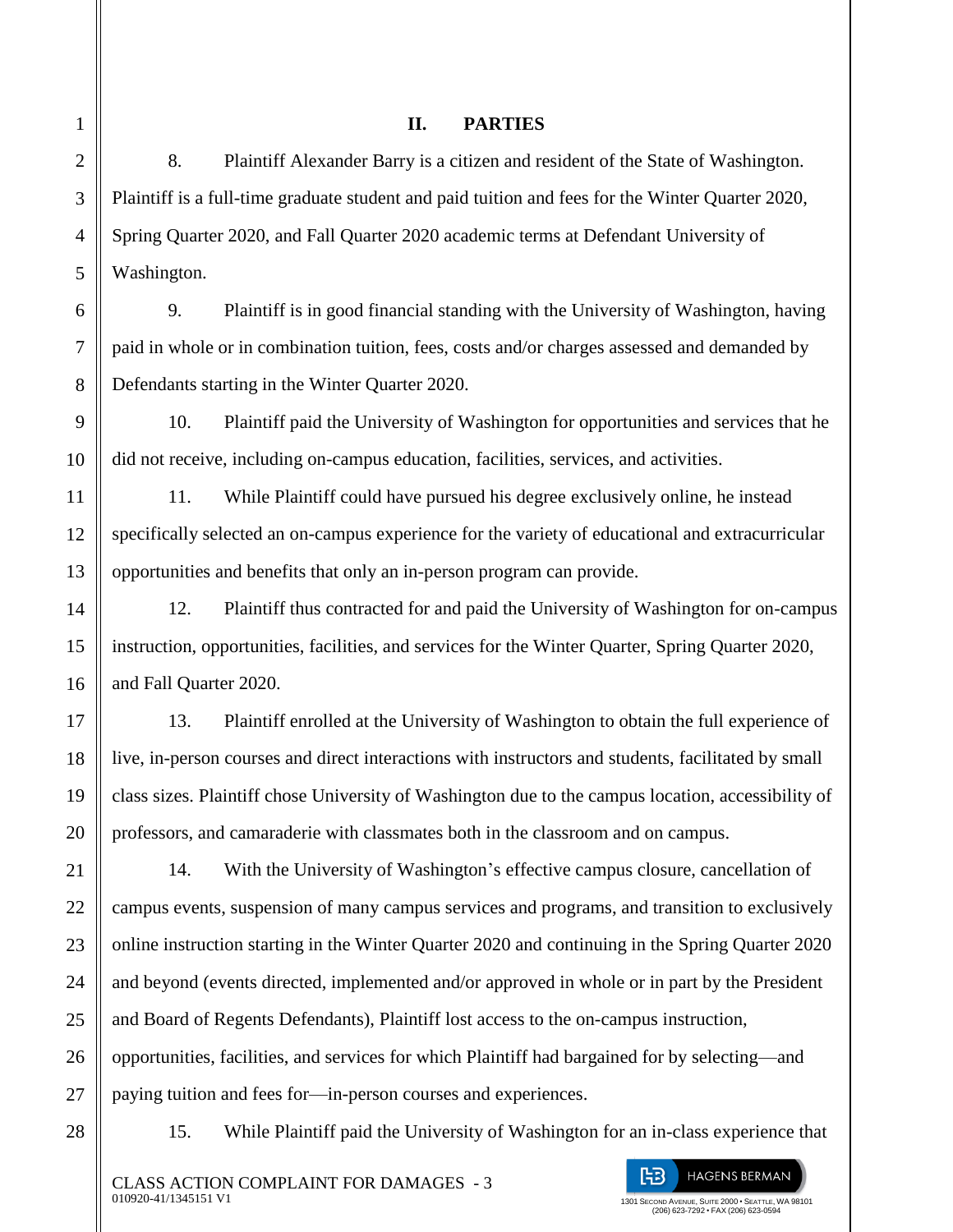## II. PARTIES

8. Plaintiff Alexander Barry is a citizen and resident of the State of Washington. Plaintiff is a full-time graduate student and paid tuition and fees for the Winter Quarter 2020, Spring Quarter 2020, and Fall Quarter 2020 academic terms at Defendant University of Washington.

9. Plaintiff is in good financial standing with the University of Washington, having paid in whole or in combination tuition, fees, costs and/or charges assessed and demanded by Defendants starting in the Winter Quarter 2020.

10. Plaintiff paid the University of Washington for opportunities and services that he did not receive, including on-campus education, facilities, services, and activities.

11. While Plaintiff could have pursued his degree exclusively online, he instead specifically selected an on-campus experience for the variety of educational and extracurricular opportunities and benefits that only an in-person program can provide.

12. Plaintiff thus contracted for and paid the University of Washington for on-campus instruction, opportunities, facilities, and services for the Winter Quarter, Spring Quarter 2020, and Fall Quarter 2020.

13. Plaintiff enrolled at the University of Washington to obtain the full experience of live, in-person courses and direct interactions with instructors and students, facilitated by small class sizes. Plaintiff chose University of Washington due to the campus location, accessibility of professors, and camaraderie with classmates both in the classroom and on campus.

14. With the University of Washington's effective campus closure, cancellation of campus events, suspension of many campus services and programs, and transition to exclusively online instruction starting in the Winter Quarter 2020 and continuing in the Spring Quarter 2020 and beyond (events directed, implemented and/or approved in whole or in part by the President and Board of Regents Defendants), Plaintiff lost access to the on-campus instruction, opportunities, facilities, and services for which Plaintiff had bargained for by selecting—and paying tuition and fees for—in-person courses and experiences.

15. While Plaintiff paid the University of Washington for an in-class experience that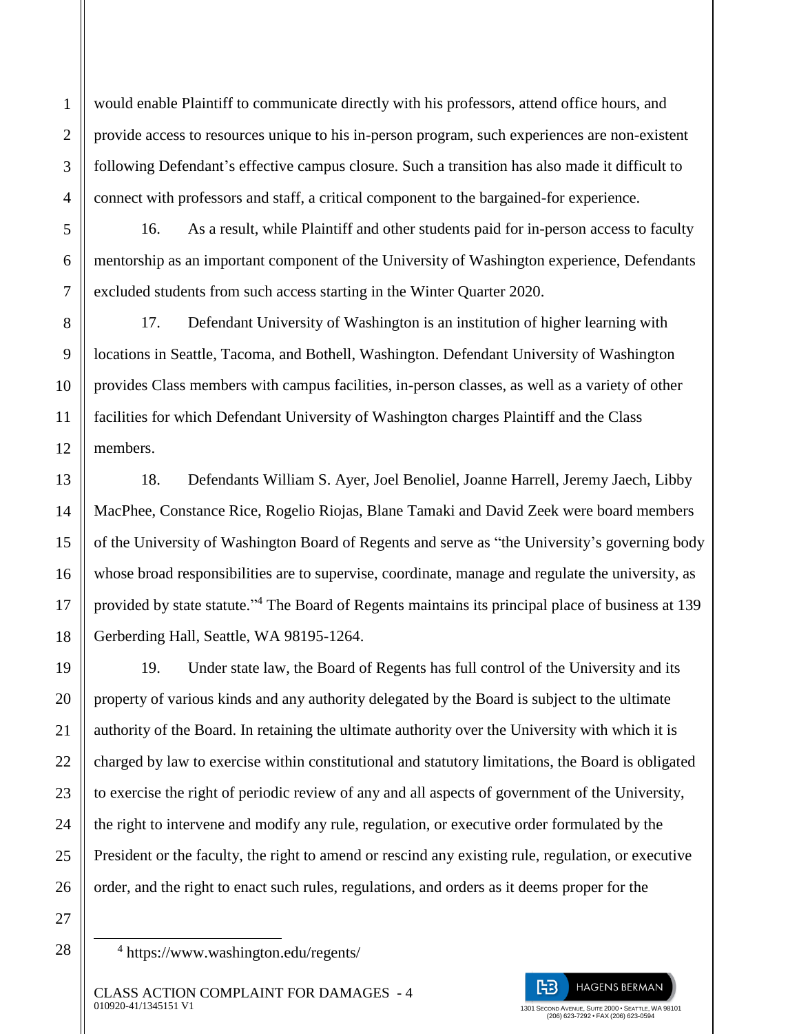would enable Plaintiff to communicate directly with his professors, attend office hours, and provide access to resources unique to his in-person program, such experiences are non-existent following Defendant's effective campus closure. Such a transition has also made it difficult to connect with professors and staff, a critical component to the bargained-for experience.

16. As a result, while Plaintiff and other students paid for in-person access to faculty mentorship as an important component of the University of Washington experience, Defendants excluded students from such access starting in the Winter Quarter 2020.

17. Defendant University of Washington is an institution of higher learning with locations in Seattle, Tacoma, and Bothell, Washington. Defendant University of Washington provides Class members with campus facilities, in-person classes, as well as a variety of other facilities for which Defendant University of Washington charges Plaintiff and the Class members.

18. Defendants William S. Ayer, Joel Benoliel, Joanne Harrell, Jeremy Jaech, Libby MacPhee, Constance Rice, Rogelio Riojas, Blane Tamaki and David Zeek were board members of the University of Washington Board of Regents and serve as "the University's governing body whose broad responsibilities are to supervise, coordinate, manage and regulate the university, as provided by state statute."[4] The Board of Regents maintains its principal place of business at 139 Gerberding Hall, Seattle, WA 98195-1264.

19. Under state law, the Board of Regents has full control of the University and its property of various kinds and any authority delegated by the Board is subject to the ultimate authority of the Board. In retaining the ultimate authority over the University with which it is charged by law to exercise within constitutional and statutory limitations, the Board is obligated to exercise the right of periodic review of any and all aspects of government of the University, the right to intervene and modify any rule, regulation, or executive order formulated by the President or the faculty, the right to amend or rescind any existing rule, regulation, or executive order, and the right to enact such rules, regulations, and orders as it deems proper for the

---

[4] https://www.washington.edu/regents/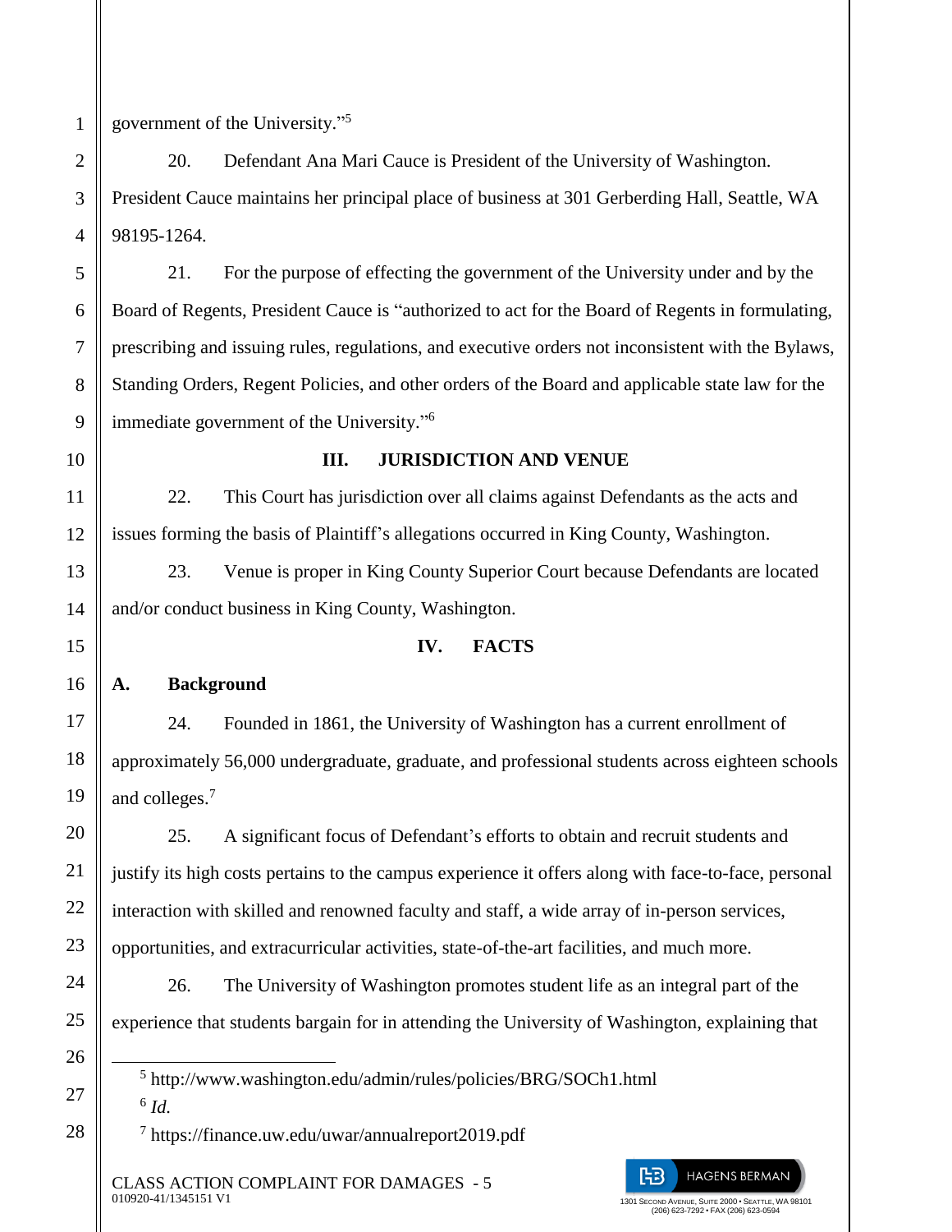government of the University."[5]

20. Defendant Ana Mari Cauce is President of the University of Washington. President Cauce maintains her principal place of business at 301 Gerberding Hall, Seattle, WA 98195-1264.

21. For the purpose of effecting the government of the University under and by the Board of Regents, President Cauce is "authorized to act for the Board of Regents in formulating, prescribing and issuing rules, regulations, and executive orders not inconsistent with the Bylaws, Standing Orders, Regent Policies, and other orders of the Board and applicable state law for the immediate government of the University."[6]

## III. JURISDICTION AND VENUE

22. This Court has jurisdiction over all claims against Defendants as the acts and issues forming the basis of Plaintiff's allegations occurred in King County, Washington.

23. Venue is proper in King County Superior Court because Defendants are located and/or conduct business in King County, Washington.

## IV. FACTS

### A. Background

24. Founded in 1861, the University of Washington has a current enrollment of approximately 56,000 undergraduate, graduate, and professional students across eighteen schools and colleges.[7]

25. A significant focus of Defendant's efforts to obtain and recruit students and justify its high costs pertains to the campus experience it offers along with face-to-face, personal interaction with skilled and renowned faculty and staff, a wide array of in-person services, opportunities, and extracurricular activities, state-of-the-art facilities, and much more.

26. The University of Washington promotes student life as an integral part of the experience that students bargain for in attending the University of Washington, explaining that

---

[5] http://www.washington.edu/admin/rules/policies/BRG/SOCh1.html

[6] *Id.*

[7] https://finance.uw.edu/uwar/annualreport2019.pdf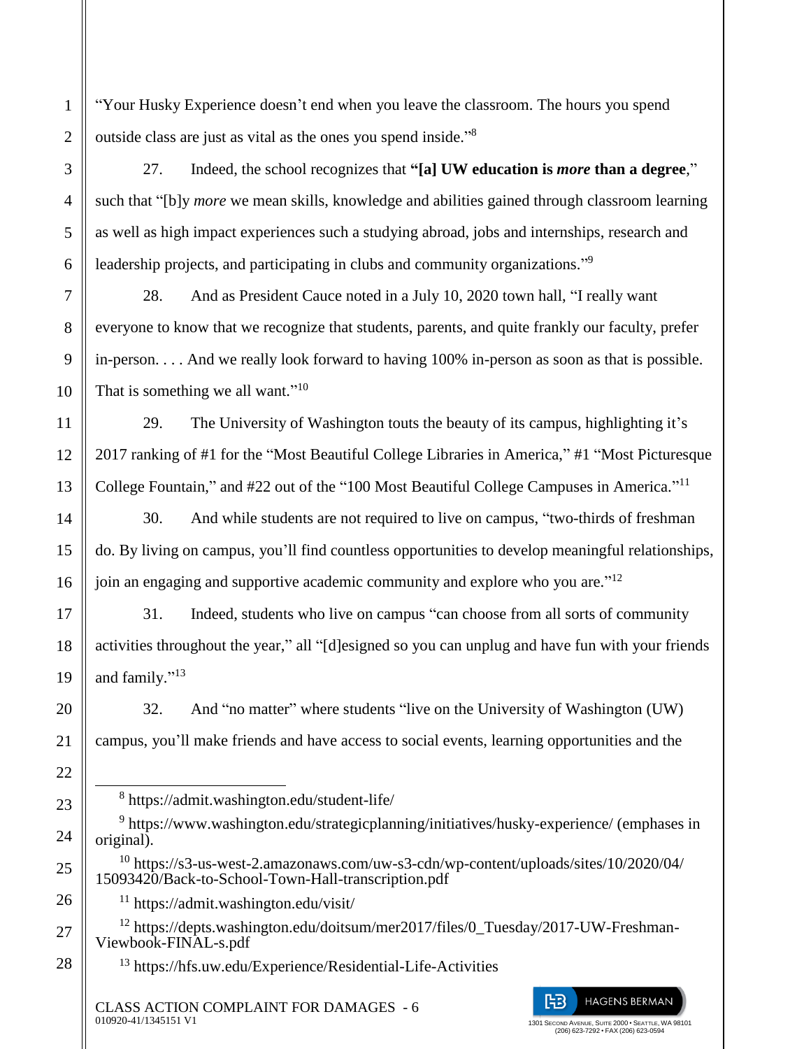"Your Husky Experience doesn't end when you leave the classroom. The hours you spend outside class are just as vital as the ones you spend inside."[8]

27. Indeed, the school recognizes that **"[a] UW education is *more* than a degree**," such that "[b]y *more* we mean skills, knowledge and abilities gained through classroom learning as well as high impact experiences such a studying abroad, jobs and internships, research and leadership projects, and participating in clubs and community organizations."[9]

28. And as President Cauce noted in a July 10, 2020 town hall, "I really want everyone to know that we recognize that students, parents, and quite frankly our faculty, prefer in-person. . . . And we really look forward to having 100% in-person as soon as that is possible. That is something we all want."[10]

29. The University of Washington touts the beauty of its campus, highlighting it's 2017 ranking of #1 for the "Most Beautiful College Libraries in America," #1 "Most Picturesque College Fountain," and #22 out of the "100 Most Beautiful College Campuses in America."[11]

30. And while students are not required to live on campus, "two-thirds of freshman do. By living on campus, you'll find countless opportunities to develop meaningful relationships, join an engaging and supportive academic community and explore who you are."[12]

31. Indeed, students who live on campus "can choose from all sorts of community activities throughout the year," all "[d]esigned so you can unplug and have fun with your friends and family."[13]

32. And "no matter" where students "live on the University of Washington (UW) campus, you'll make friends and have access to social events, learning opportunities and the

---

[8] https://admit.washington.edu/student-life/

[9] https://www.washington.edu/strategicplanning/initiatives/husky-experience/ (emphases in original).

[10] https://s3-us-west-2.amazonaws.com/uw-s3-cdn/wp-content/uploads/sites/10/2020/04/15093420/Back-to-School-Town-Hall-transcription.pdf

[11] https://admit.washington.edu/visit/

[12] https://depts.washington.edu/doitsum/mer2017/files/0_Tuesday/2017-UW-Freshman-Viewbook-FINAL-s.pdf

[13] https://hfs.uw.edu/Experience/Residential-Life-Activities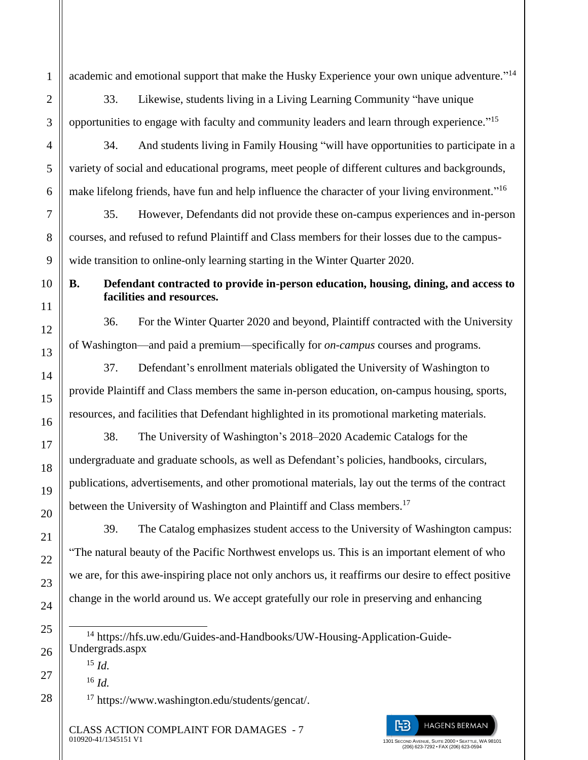academic and emotional support that make the Husky Experience your own unique adventure."[14]

33. Likewise, students living in a Living Learning Community "have unique opportunities to engage with faculty and community leaders and learn through experience."[15]

34. And students living in Family Housing "will have opportunities to participate in a variety of social and educational programs, meet people of different cultures and backgrounds, make lifelong friends, have fun and help influence the character of your living environment."[16]

35. However, Defendants did not provide these on-campus experiences and in-person courses, and refused to refund Plaintiff and Class members for their losses due to the campus-wide transition to online-only learning starting in the Winter Quarter 2020.

### B. Defendant contracted to provide in-person education, housing, dining, and access to facilities and resources.

36. For the Winter Quarter 2020 and beyond, Plaintiff contracted with the University of Washington—and paid a premium—specifically for *on-campus* courses and programs.

37. Defendant's enrollment materials obligated the University of Washington to provide Plaintiff and Class members the same in-person education, on-campus housing, sports, resources, and facilities that Defendant highlighted in its promotional marketing materials.

38. The University of Washington's 2018–2020 Academic Catalogs for the undergraduate and graduate schools, as well as Defendant's policies, handbooks, circulars, publications, advertisements, and other promotional materials, lay out the terms of the contract between the University of Washington and Plaintiff and Class members.[17]

39. The Catalog emphasizes student access to the University of Washington campus: "The natural beauty of the Pacific Northwest envelops us. This is an important element of who we are, for this awe-inspiring place not only anchors us, it reaffirms our desire to effect positive change in the world around us. We accept gratefully our role in preserving and enhancing

---

[14] https://hfs.uw.edu/Guides-and-Handbooks/UW-Housing-Application-Guide-Undergrads.aspx

[15] *Id.*

[16] *Id.*

[17] https://www.washington.edu/students/gencat/.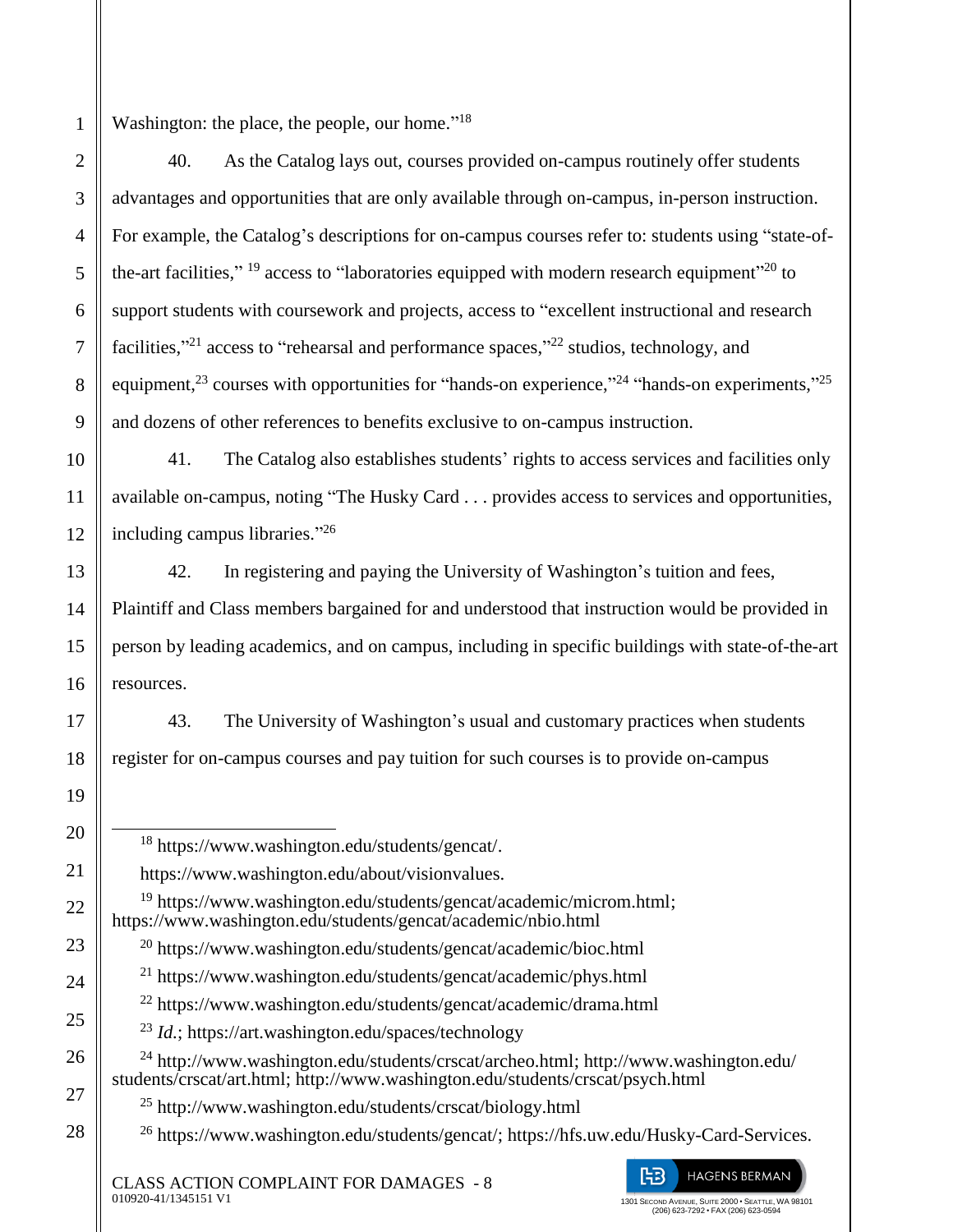Washington: the place, the people, our home."[18]

40. As the Catalog lays out, courses provided on-campus routinely offer students advantages and opportunities that are only available through on-campus, in-person instruction. For example, the Catalog's descriptions for on-campus courses refer to: students using "state-of-the-art facilities," [19] access to "laboratories equipped with modern research equipment"[20] to support students with coursework and projects, access to "excellent instructional and research facilities,"[21] access to "rehearsal and performance spaces,"[22] studios, technology, and equipment,[23] courses with opportunities for "hands-on experience,"[24] "hands-on experiments,"[25] and dozens of other references to benefits exclusive to on-campus instruction.

41. The Catalog also establishes students' rights to access services and facilities only available on-campus, noting "The Husky Card . . . provides access to services and opportunities, including campus libraries."[26]

42. In registering and paying the University of Washington's tuition and fees, Plaintiff and Class members bargained for and understood that instruction would be provided in person by leading academics, and on campus, including in specific buildings with state-of-the-art resources.

43. The University of Washington's usual and customary practices when students register for on-campus courses and pay tuition for such courses is to provide on-campus

---

[18] https://www.washington.edu/students/gencat/.
https://www.washington.edu/about/visionvalues.

[19] https://www.washington.edu/students/gencat/academic/microm.html; https://www.washington.edu/students/gencat/academic/nbio.html

[20] https://www.washington.edu/students/gencat/academic/bioc.html

[21] https://www.washington.edu/students/gencat/academic/phys.html

[22] https://www.washington.edu/students/gencat/academic/drama.html

[23] *Id.*; https://art.washington.edu/spaces/technology

[24] http://www.washington.edu/students/crscat/archeo.html; http://www.washington.edu/students/crscat/art.html; http://www.washington.edu/students/crscat/psych.html

[25] http://www.washington.edu/students/crscat/biology.html

[26] https://www.washington.edu/students/gencat/; https://hfs.uw.edu/Husky-Card-Services.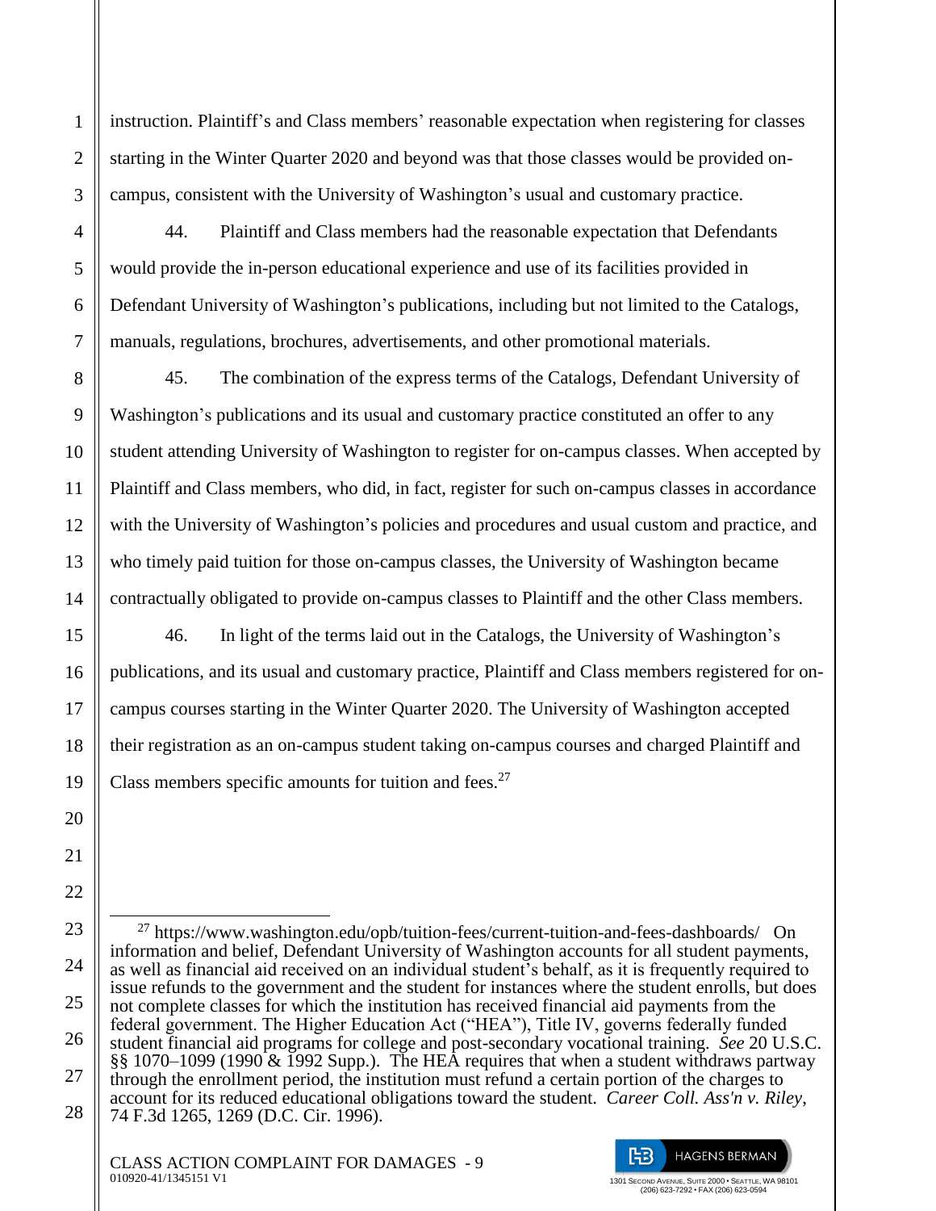instruction. Plaintiff's and Class members' reasonable expectation when registering for classes starting in the Winter Quarter 2020 and beyond was that those classes would be provided on-campus, consistent with the University of Washington's usual and customary practice.

44. Plaintiff and Class members had the reasonable expectation that Defendants would provide the in-person educational experience and use of its facilities provided in Defendant University of Washington's publications, including but not limited to the Catalogs, manuals, regulations, brochures, advertisements, and other promotional materials.

45. The combination of the express terms of the Catalogs, Defendant University of Washington's publications and its usual and customary practice constituted an offer to any student attending University of Washington to register for on-campus classes. When accepted by Plaintiff and Class members, who did, in fact, register for such on-campus classes in accordance with the University of Washington's policies and procedures and usual custom and practice, and who timely paid tuition for those on-campus classes, the University of Washington became contractually obligated to provide on-campus classes to Plaintiff and the other Class members.

46. In light of the terms laid out in the Catalogs, the University of Washington's publications, and its usual and customary practice, Plaintiff and Class members registered for on-campus courses starting in the Winter Quarter 2020. The University of Washington accepted their registration as an on-campus student taking on-campus courses and charged Plaintiff and Class members specific amounts for tuition and fees.[27]

---

[27] https://www.washington.edu/opb/tuition-fees/current-tuition-and-fees-dashboards/ On information and belief, Defendant University of Washington accounts for all student payments, as well as financial aid received on an individual student's behalf, as it is frequently required to issue refunds to the government and the student for instances where the student enrolls, but does not complete classes for which the institution has received financial aid payments from the federal government. The Higher Education Act ("HEA"), Title IV, governs federally funded student financial aid programs for college and post-secondary vocational training. *See* 20 U.S.C. §§ 1070–1099 (1990 & 1992 Supp.). The HEA requires that when a student withdraws partway through the enrollment period, the institution must refund a certain portion of the charges to account for its reduced educational obligations toward the student. *Career Coll. Ass'n v. Riley*, 74 F.3d 1265, 1269 (D.C. Cir. 1996).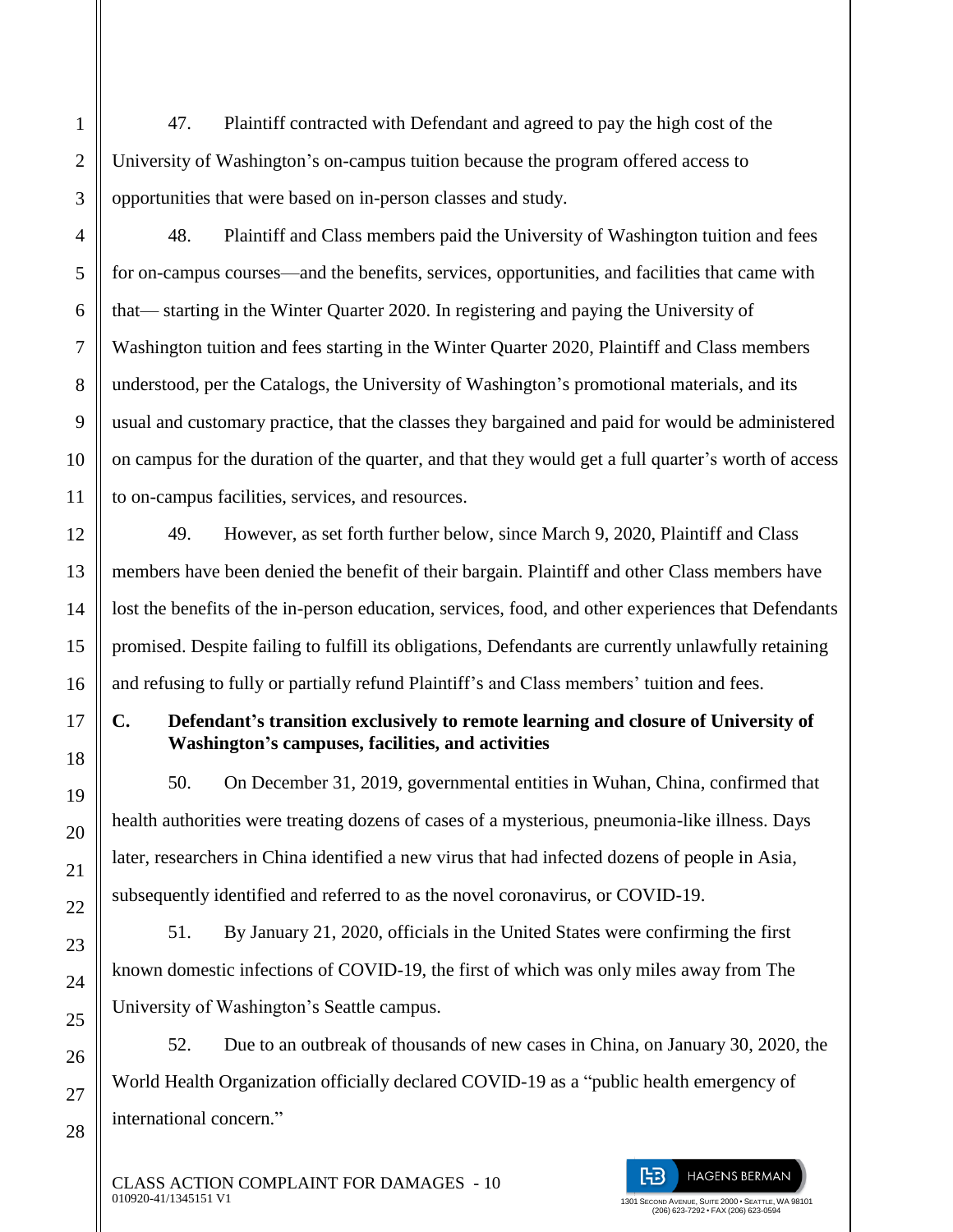47. Plaintiff contracted with Defendant and agreed to pay the high cost of the University of Washington's on-campus tuition because the program offered access to opportunities that were based on in-person classes and study.

48. Plaintiff and Class members paid the University of Washington tuition and fees for on-campus courses—and the benefits, services, opportunities, and facilities that came with that— starting in the Winter Quarter 2020. In registering and paying the University of Washington tuition and fees starting in the Winter Quarter 2020, Plaintiff and Class members understood, per the Catalogs, the University of Washington's promotional materials, and its usual and customary practice, that the classes they bargained and paid for would be administered on campus for the duration of the quarter, and that they would get a full quarter's worth of access to on-campus facilities, services, and resources.

49. However, as set forth further below, since March 9, 2020, Plaintiff and Class members have been denied the benefit of their bargain. Plaintiff and other Class members have lost the benefits of the in-person education, services, food, and other experiences that Defendants promised. Despite failing to fulfill its obligations, Defendants are currently unlawfully retaining and refusing to fully or partially refund Plaintiff's and Class members' tuition and fees.

**C. Defendant's transition exclusively to remote learning and closure of University of Washington's campuses, facilities, and activities**

50. On December 31, 2019, governmental entities in Wuhan, China, confirmed that health authorities were treating dozens of cases of a mysterious, pneumonia-like illness. Days later, researchers in China identified a new virus that had infected dozens of people in Asia, subsequently identified and referred to as the novel coronavirus, or COVID-19.

51. By January 21, 2020, officials in the United States were confirming the first known domestic infections of COVID-19, the first of which was only miles away from The University of Washington's Seattle campus.

52. Due to an outbreak of thousands of new cases in China, on January 30, 2020, the World Health Organization officially declared COVID-19 as a "public health emergency of international concern."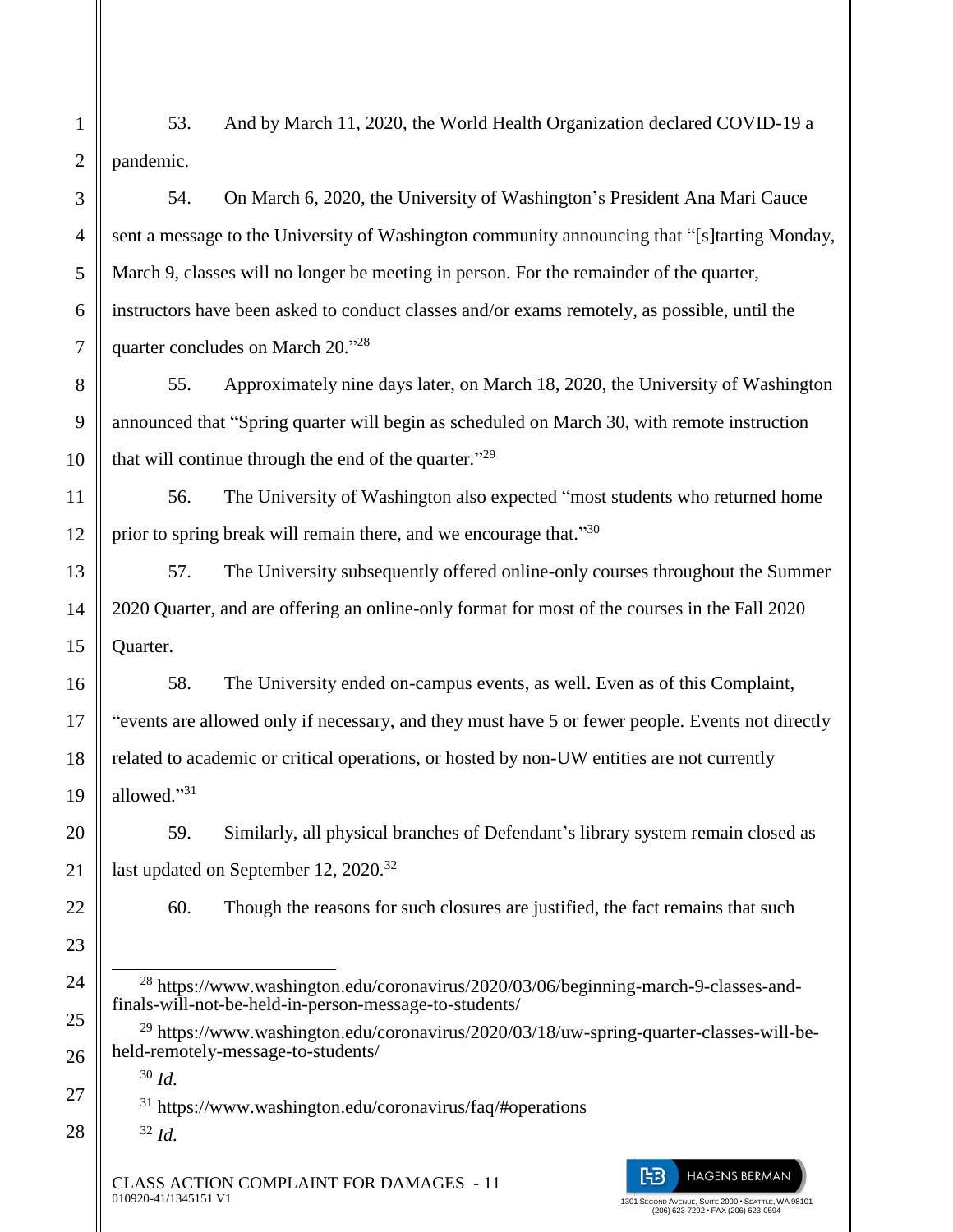53. And by March 11, 2020, the World Health Organization declared COVID-19 a pandemic.

54. On March 6, 2020, the University of Washington's President Ana Mari Cauce sent a message to the University of Washington community announcing that "[s]tarting Monday, March 9, classes will no longer be meeting in person. For the remainder of the quarter, instructors have been asked to conduct classes and/or exams remotely, as possible, until the quarter concludes on March 20."[28]

55. Approximately nine days later, on March 18, 2020, the University of Washington announced that "Spring quarter will begin as scheduled on March 30, with remote instruction that will continue through the end of the quarter."[29]

56. The University of Washington also expected "most students who returned home prior to spring break will remain there, and we encourage that."[30]

57. The University subsequently offered online-only courses throughout the Summer 2020 Quarter, and are offering an online-only format for most of the courses in the Fall 2020 Quarter.

58. The University ended on-campus events, as well. Even as of this Complaint, "events are allowed only if necessary, and they must have 5 or fewer people. Events not directly related to academic or critical operations, or hosted by non-UW entities are not currently allowed."[31]

59. Similarly, all physical branches of Defendant's library system remain closed as last updated on September 12, 2020.[32]

60. Though the reasons for such closures are justified, the fact remains that such

---

[28] https://www.washington.edu/coronavirus/2020/03/06/beginning-march-9-classes-and-finals-will-not-be-held-in-person-message-to-students/

[29] https://www.washington.edu/coronavirus/2020/03/18/uw-spring-quarter-classes-will-be-held-remotely-message-to-students/

[30] *Id.*

[31] https://www.washington.edu/coronavirus/faq/#operations

[32] *Id.*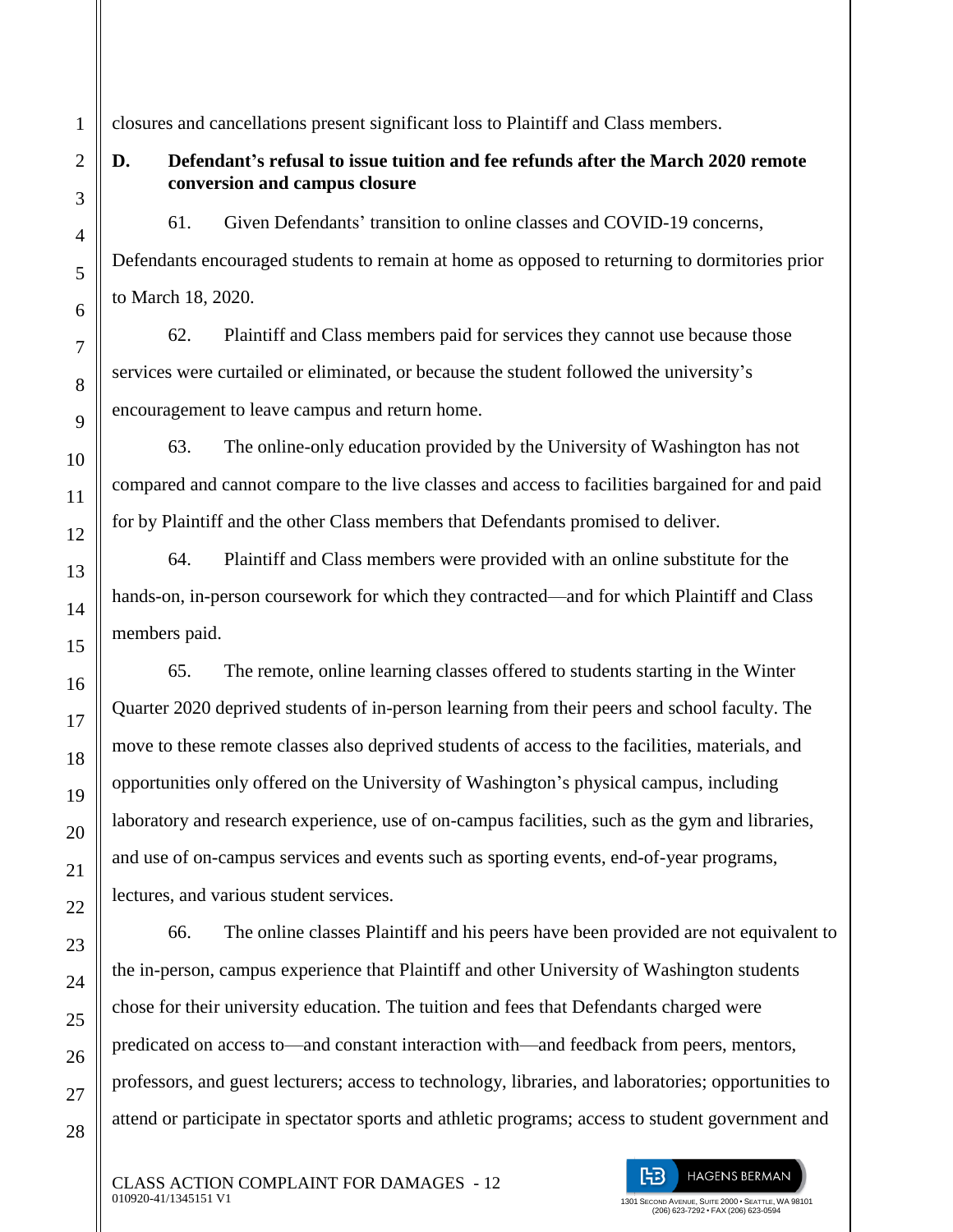closures and cancellations present significant loss to Plaintiff and Class members.

**D. Defendant's refusal to issue tuition and fee refunds after the March 2020 remote conversion and campus closure**

61. Given Defendants' transition to online classes and COVID-19 concerns, Defendants encouraged students to remain at home as opposed to returning to dormitories prior to March 18, 2020.

62. Plaintiff and Class members paid for services they cannot use because those services were curtailed or eliminated, or because the student followed the university's encouragement to leave campus and return home.

63. The online-only education provided by the University of Washington has not compared and cannot compare to the live classes and access to facilities bargained for and paid for by Plaintiff and the other Class members that Defendants promised to deliver.

64. Plaintiff and Class members were provided with an online substitute for the hands-on, in-person coursework for which they contracted—and for which Plaintiff and Class members paid.

65. The remote, online learning classes offered to students starting in the Winter Quarter 2020 deprived students of in-person learning from their peers and school faculty. The move to these remote classes also deprived students of access to the facilities, materials, and opportunities only offered on the University of Washington's physical campus, including laboratory and research experience, use of on-campus facilities, such as the gym and libraries, and use of on-campus services and events such as sporting events, end-of-year programs, lectures, and various student services.

66. The online classes Plaintiff and his peers have been provided are not equivalent to the in-person, campus experience that Plaintiff and other University of Washington students chose for their university education. The tuition and fees that Defendants charged were predicated on access to—and constant interaction with—and feedback from peers, mentors, professors, and guest lecturers; access to technology, libraries, and laboratories; opportunities to attend or participate in spectator sports and athletic programs; access to student government and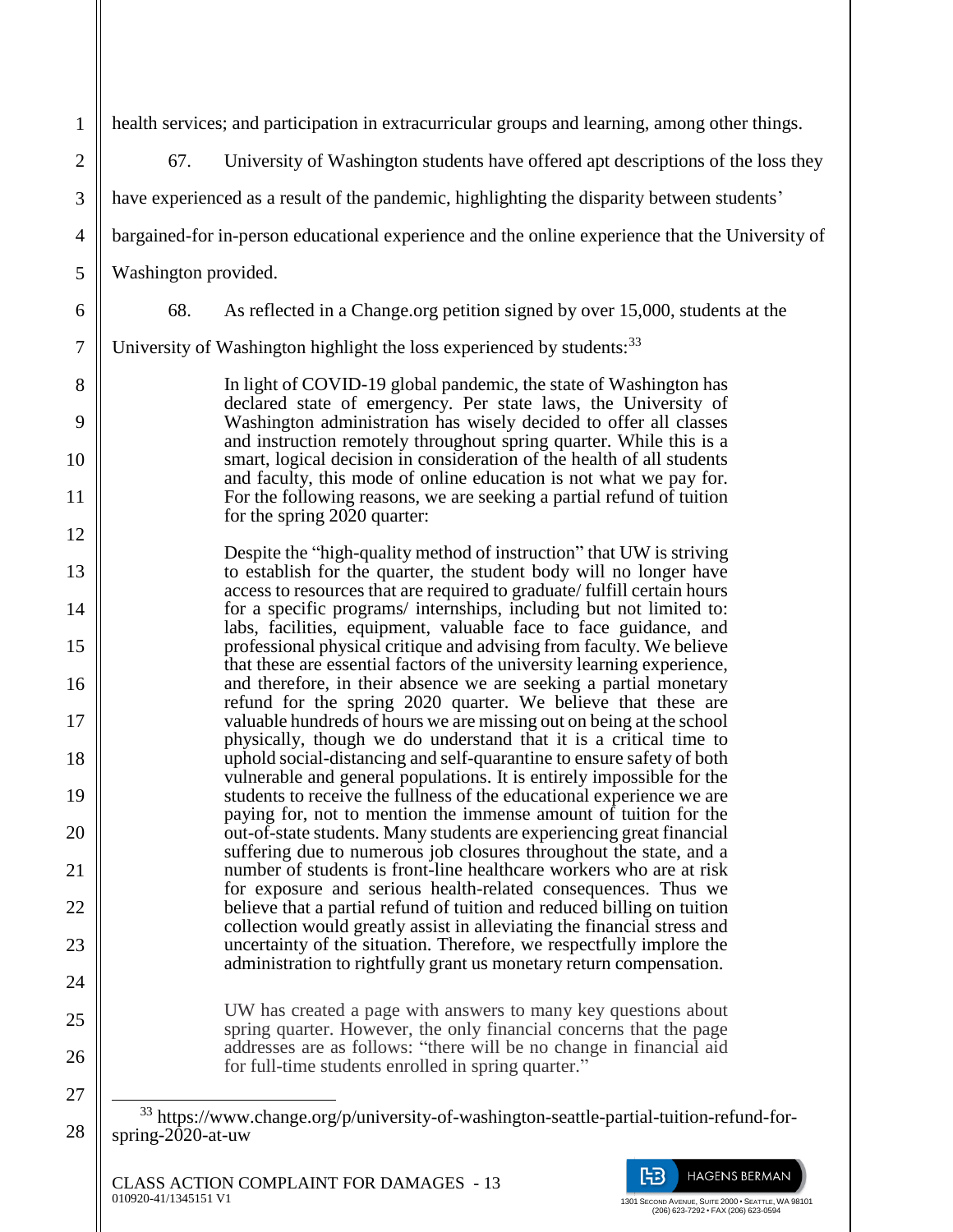health services; and participation in extracurricular groups and learning, among other things.

67. University of Washington students have offered apt descriptions of the loss they have experienced as a result of the pandemic, highlighting the disparity between students' bargained-for in-person educational experience and the online experience that the University of Washington provided.

68. As reflected in a Change.org petition signed by over 15,000, students at the University of Washington highlight the loss experienced by students:[33]

> In light of COVID-19 global pandemic, the state of Washington has declared state of emergency. Per state laws, the University of Washington administration has wisely decided to offer all classes and instruction remotely throughout spring quarter. While this is a smart, logical decision in consideration of the health of all students and faculty, this mode of online education is not what we pay for. For the following reasons, we are seeking a partial refund of tuition for the spring 2020 quarter:
>
> Despite the "high-quality method of instruction" that UW is striving to establish for the quarter, the student body will no longer have access to resources that are required to graduate/ fulfill certain hours for a specific programs/ internships, including but not limited to: labs, facilities, equipment, valuable face to face guidance, and professional physical critique and advising from faculty. We believe that these are essential factors of the university learning experience, and therefore, in their absence we are seeking a partial monetary refund for the spring 2020 quarter. We believe that these are valuable hundreds of hours we are missing out on being at the school physically, though we do understand that it is a critical time to uphold social-distancing and self-quarantine to ensure safety of both vulnerable and general populations. It is entirely impossible for the students to receive the fullness of the educational experience we are paying for, not to mention the immense amount of tuition for the out-of-state students. Many students are experiencing great financial suffering due to numerous job closures throughout the state, and a number of students is front-line healthcare workers who are at risk for exposure and serious health-related consequences. Thus we believe that a partial refund of tuition and reduced billing on tuition collection would greatly assist in alleviating the financial stress and uncertainty of the situation. Therefore, we respectfully implore the administration to rightfully grant us monetary return compensation.
>
> UW has created a page with answers to many key questions about spring quarter. However, the only financial concerns that the page addresses are as follows: "there will be no change in financial aid for full-time students enrolled in spring quarter."

[33] https://www.change.org/p/university-of-washington-seattle-partial-tuition-refund-for-spring-2020-at-uw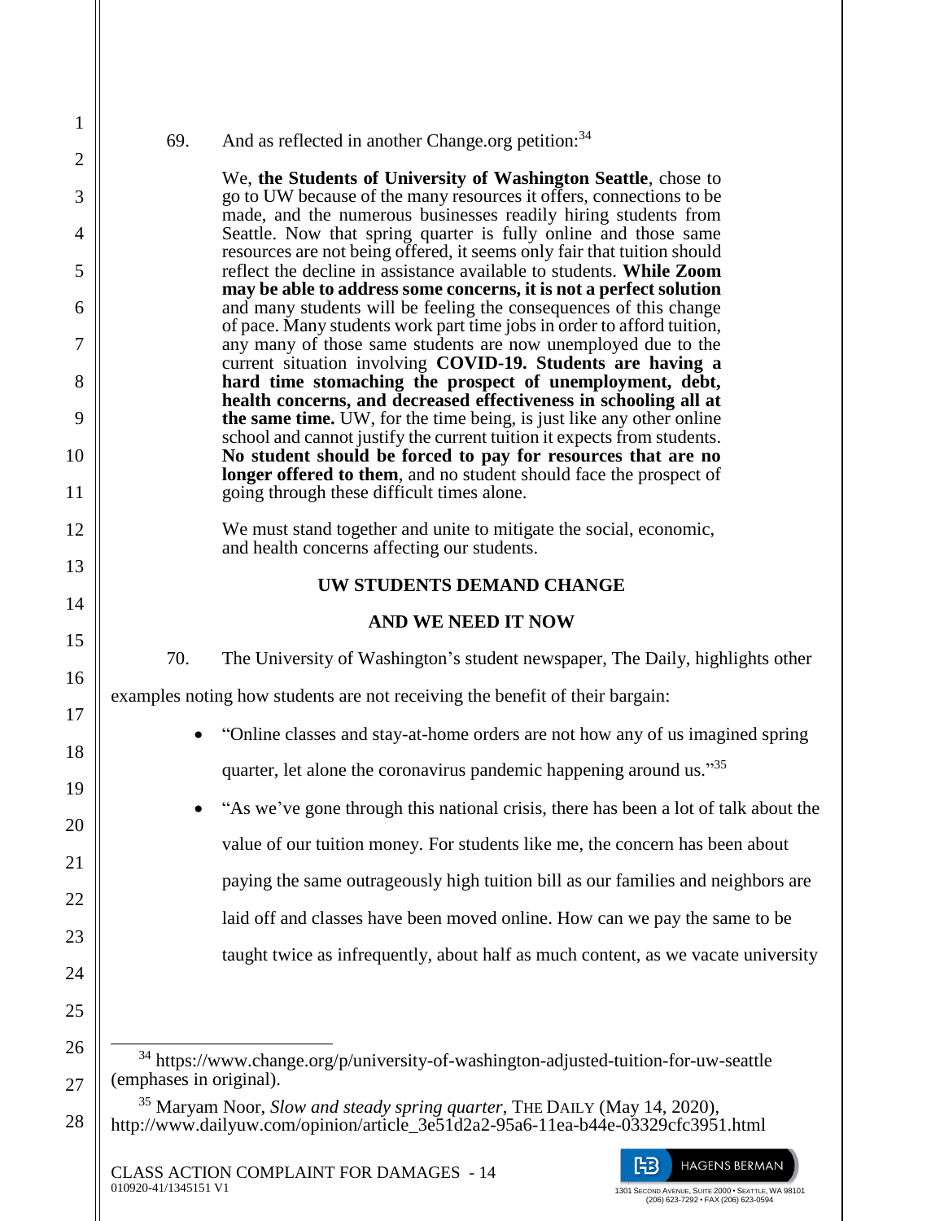69. And as reflected in another Change.org petition:[34]

> We, **the Students of University of Washington Seattle**, chose to go to UW because of the many resources it offers, connections to be made, and the numerous businesses readily hiring students from Seattle. Now that spring quarter is fully online and those same resources are not being offered, it seems only fair that tuition should reflect the decline in assistance available to students. **While Zoom may be able to address some concerns, it is not a perfect solution** and many students will be feeling the consequences of this change of pace. Many students work part time jobs in order to afford tuition, any many of those same students are now unemployed due to the current situation involving **COVID-19. Students are having a hard time stomaching the prospect of unemployment, debt, health concerns, and decreased effectiveness in schooling all at the same time.** UW, for the time being, is just like any other online school and cannot justify the current tuition it expects from students. **No student should be forced to pay for resources that are no longer offered to them**, and no student should face the prospect of going through these difficult times alone.
>
> We must stand together and unite to mitigate the social, economic, and health concerns affecting our students.
>
> **UW STUDENTS DEMAND CHANGE**
>
> **AND WE NEED IT NOW**

70. The University of Washington's student newspaper, The Daily, highlights other examples noting how students are not receiving the benefit of their bargain:

- "Online classes and stay-at-home orders are not how any of us imagined spring quarter, let alone the coronavirus pandemic happening around us."[35]
- "As we've gone through this national crisis, there has been a lot of talk about the value of our tuition money. For students like me, the concern has been about paying the same outrageously high tuition bill as our families and neighbors are laid off and classes have been moved online. How can we pay the same to be taught twice as infrequently, about half as much content, as we vacate university

---

[34] https://www.change.org/p/university-of-washington-adjusted-tuition-for-uw-seattle (emphases in original).

[35] Maryam Noor, *Slow and steady spring quarter*, THE DAILY (May 14, 2020), http://www.dailyuw.com/opinion/article_3e51d2a2-95a6-11ea-b44e-03329cfc3951.html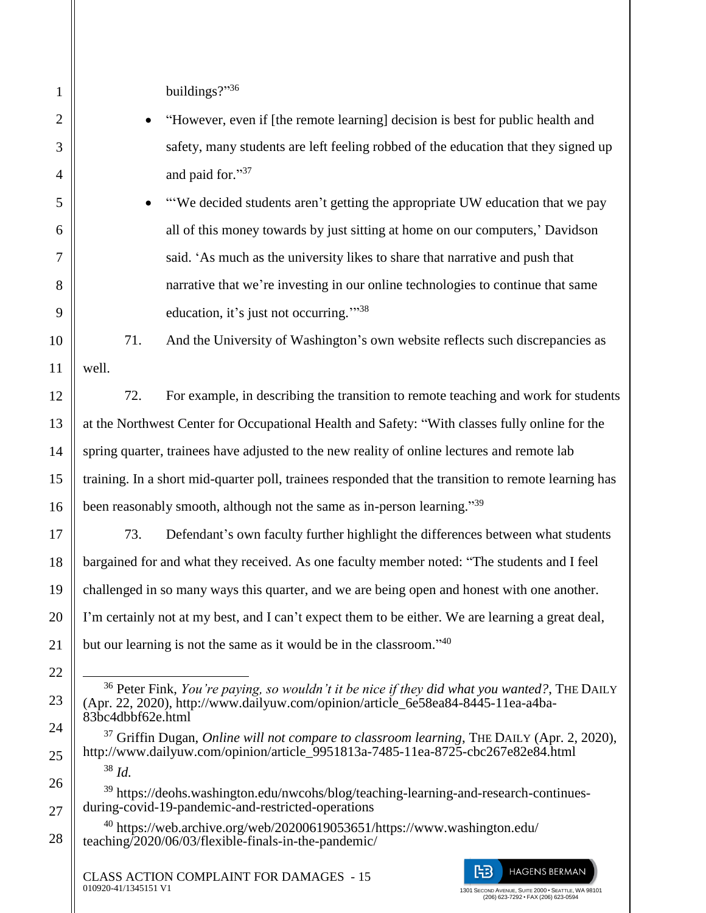buildings?"[36]

- "However, even if [the remote learning] decision is best for public health and safety, many students are left feeling robbed of the education that they signed up and paid for."[37]
- "'We decided students aren't getting the appropriate UW education that we pay all of this money towards by just sitting at home on our computers,' Davidson said. 'As much as the university likes to share that narrative and push that narrative that we're investing in our online technologies to continue that same education, it's just not occurring.'"[38]

71. And the University of Washington's own website reflects such discrepancies as well.

72. For example, in describing the transition to remote teaching and work for students at the Northwest Center for Occupational Health and Safety: "With classes fully online for the spring quarter, trainees have adjusted to the new reality of online lectures and remote lab training. In a short mid-quarter poll, trainees responded that the transition to remote learning has been reasonably smooth, although not the same as in-person learning."[39]

73. Defendant's own faculty further highlight the differences between what students bargained for and what they received. As one faculty member noted: "The students and I feel challenged in so many ways this quarter, and we are being open and honest with one another. I'm certainly not at my best, and I can't expect them to be either. We are learning a great deal, but our learning is not the same as it would be in the classroom."[40]

---

[36] Peter Fink, *You're paying, so wouldn't it be nice if they did what you wanted?*, THE DAILY (Apr. 22, 2020), http://www.dailyuw.com/opinion/article_6e58ea84-8445-11ea-a4ba-83bc4dbbf62e.html

[37] Griffin Dugan, *Online will not compare to classroom learning*, THE DAILY (Apr. 2, 2020), http://www.dailyuw.com/opinion/article_9951813a-7485-11ea-8725-cbc267e82e84.html

[38] *Id.*

[39] https://deohs.washington.edu/nwcohs/blog/teaching-learning-and-research-continues-during-covid-19-pandemic-and-restricted-operations

[40] https://web.archive.org/web/20200619053651/https://www.washington.edu/teaching/2020/06/03/flexible-finals-in-the-pandemic/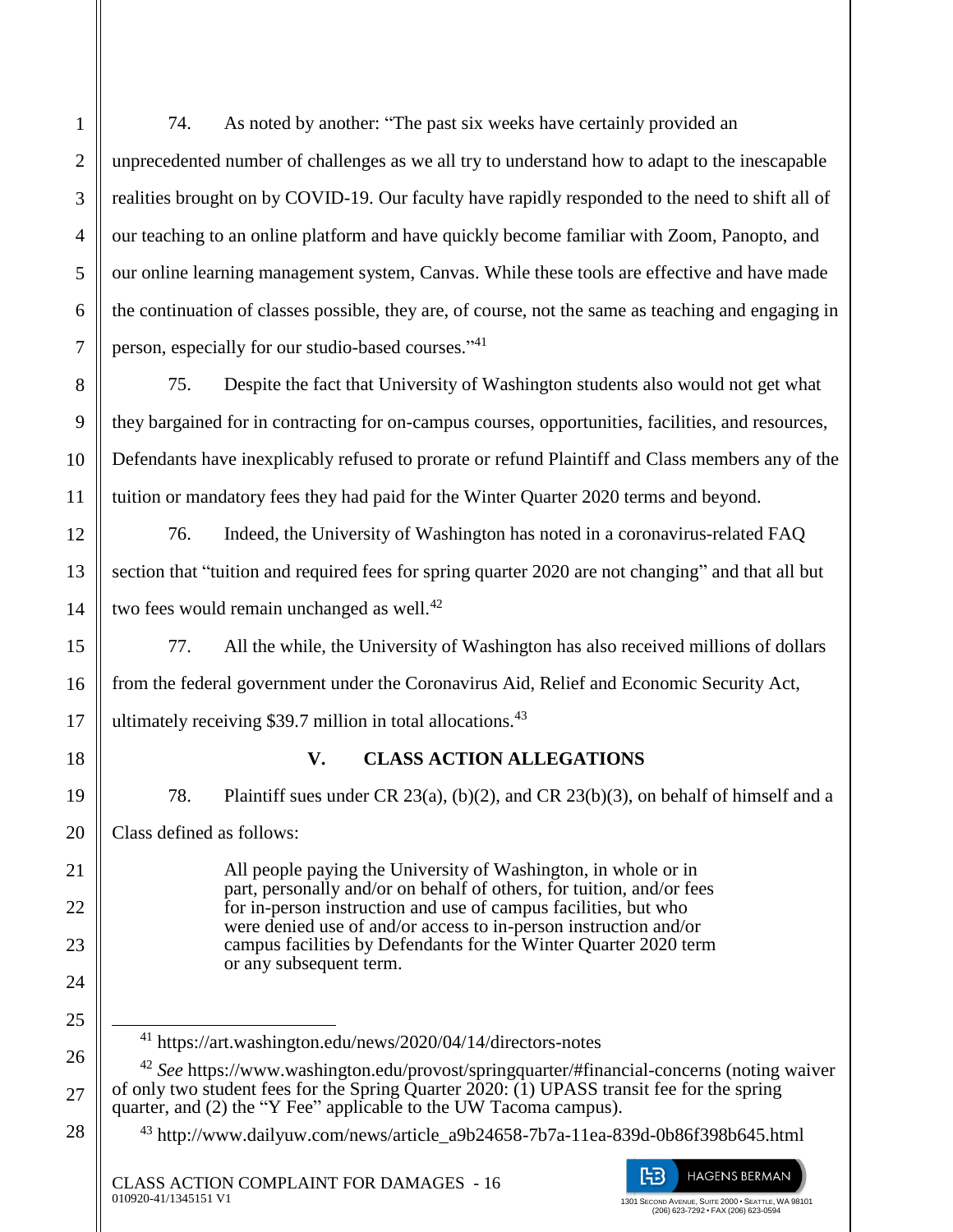74. As noted by another: "The past six weeks have certainly provided an unprecedented number of challenges as we all try to understand how to adapt to the inescapable realities brought on by COVID-19. Our faculty have rapidly responded to the need to shift all of our teaching to an online platform and have quickly become familiar with Zoom, Panopto, and our online learning management system, Canvas. While these tools are effective and have made the continuation of classes possible, they are, of course, not the same as teaching and engaging in person, especially for our studio-based courses."[41]

75. Despite the fact that University of Washington students also would not get what they bargained for in contracting for on-campus courses, opportunities, facilities, and resources, Defendants have inexplicably refused to prorate or refund Plaintiff and Class members any of the tuition or mandatory fees they had paid for the Winter Quarter 2020 terms and beyond.

76. Indeed, the University of Washington has noted in a coronavirus-related FAQ section that "tuition and required fees for spring quarter 2020 are not changing" and that all but two fees would remain unchanged as well.[42]

77. All the while, the University of Washington has also received millions of dollars from the federal government under the Coronavirus Aid, Relief and Economic Security Act, ultimately receiving $39.7 million in total allocations.[43]

## V. CLASS ACTION ALLEGATIONS

78. Plaintiff sues under CR 23(a), (b)(2), and CR 23(b)(3), on behalf of himself and a Class defined as follows:

> All people paying the University of Washington, in whole or in part, personally and/or on behalf of others, for tuition, and/or fees for in-person instruction and use of campus facilities, but who were denied use of and/or access to in-person instruction and/or campus facilities by Defendants for the Winter Quarter 2020 term or any subsequent term.

---

[41] https://art.washington.edu/news/2020/04/14/directors-notes

[42] *See* https://www.washington.edu/provost/springquarter/#financial-concerns (noting waiver of only two student fees for the Spring Quarter 2020: (1) UPASS transit fee for the spring quarter, and (2) the "Y Fee" applicable to the UW Tacoma campus).

[43] http://www.dailyuw.com/news/article_a9b24658-7b7a-11ea-839d-0b86f398b645.html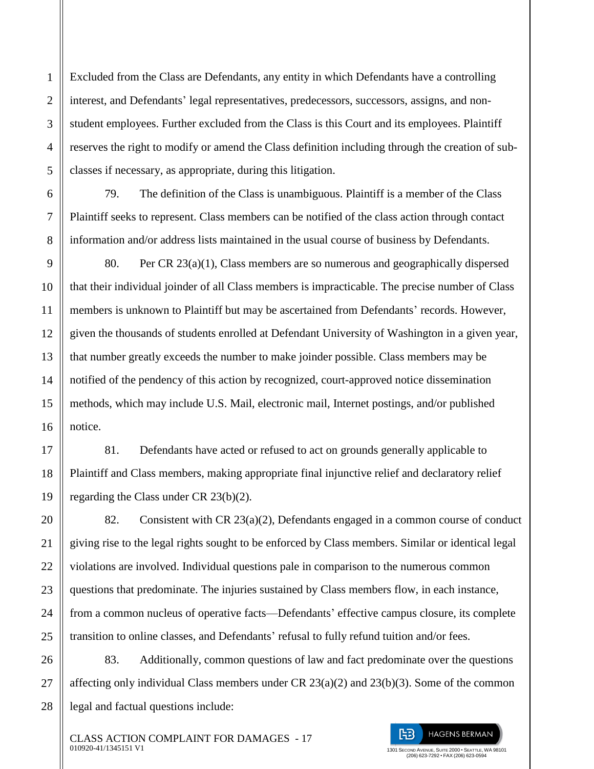Excluded from the Class are Defendants, any entity in which Defendants have a controlling interest, and Defendants' legal representatives, predecessors, successors, assigns, and non-student employees. Further excluded from the Class is this Court and its employees. Plaintiff reserves the right to modify or amend the Class definition including through the creation of sub-classes if necessary, as appropriate, during this litigation.

79. The definition of the Class is unambiguous. Plaintiff is a member of the Class Plaintiff seeks to represent. Class members can be notified of the class action through contact information and/or address lists maintained in the usual course of business by Defendants.

80. Per CR 23(a)(1), Class members are so numerous and geographically dispersed that their individual joinder of all Class members is impracticable. The precise number of Class members is unknown to Plaintiff but may be ascertained from Defendants' records. However, given the thousands of students enrolled at Defendant University of Washington in a given year, that number greatly exceeds the number to make joinder possible. Class members may be notified of the pendency of this action by recognized, court-approved notice dissemination methods, which may include U.S. Mail, electronic mail, Internet postings, and/or published notice.

81. Defendants have acted or refused to act on grounds generally applicable to Plaintiff and Class members, making appropriate final injunctive relief and declaratory relief regarding the Class under CR 23(b)(2).

82. Consistent with CR 23(a)(2), Defendants engaged in a common course of conduct giving rise to the legal rights sought to be enforced by Class members. Similar or identical legal violations are involved. Individual questions pale in comparison to the numerous common questions that predominate. The injuries sustained by Class members flow, in each instance, from a common nucleus of operative facts—Defendants' effective campus closure, its complete transition to online classes, and Defendants' refusal to fully refund tuition and/or fees.

83. Additionally, common questions of law and fact predominate over the questions affecting only individual Class members under CR 23(a)(2) and 23(b)(3). Some of the common legal and factual questions include: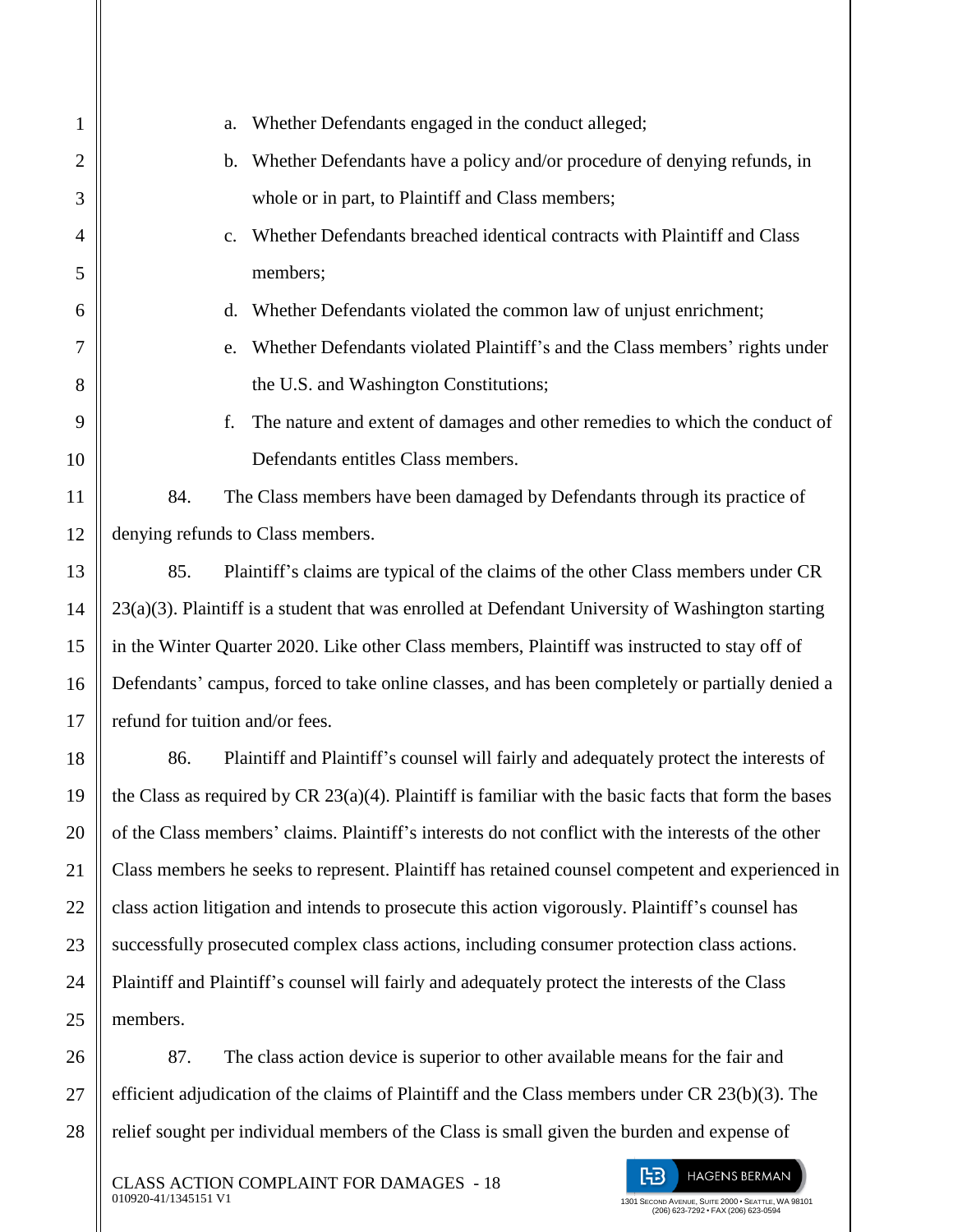a. Whether Defendants engaged in the conduct alleged;

b. Whether Defendants have a policy and/or procedure of denying refunds, in whole or in part, to Plaintiff and Class members;

c. Whether Defendants breached identical contracts with Plaintiff and Class members;

d. Whether Defendants violated the common law of unjust enrichment;

e. Whether Defendants violated Plaintiff's and the Class members' rights under the U.S. and Washington Constitutions;

f. The nature and extent of damages and other remedies to which the conduct of Defendants entitles Class members.

84. The Class members have been damaged by Defendants through its practice of denying refunds to Class members.

85. Plaintiff's claims are typical of the claims of the other Class members under CR 23(a)(3). Plaintiff is a student that was enrolled at Defendant University of Washington starting in the Winter Quarter 2020. Like other Class members, Plaintiff was instructed to stay off of Defendants' campus, forced to take online classes, and has been completely or partially denied a refund for tuition and/or fees.

86. Plaintiff and Plaintiff's counsel will fairly and adequately protect the interests of the Class as required by CR 23(a)(4). Plaintiff is familiar with the basic facts that form the bases of the Class members' claims. Plaintiff's interests do not conflict with the interests of the other Class members he seeks to represent. Plaintiff has retained counsel competent and experienced in class action litigation and intends to prosecute this action vigorously. Plaintiff's counsel has successfully prosecuted complex class actions, including consumer protection class actions. Plaintiff and Plaintiff's counsel will fairly and adequately protect the interests of the Class members.

87. The class action device is superior to other available means for the fair and efficient adjudication of the claims of Plaintiff and the Class members under CR 23(b)(3). The relief sought per individual members of the Class is small given the burden and expense of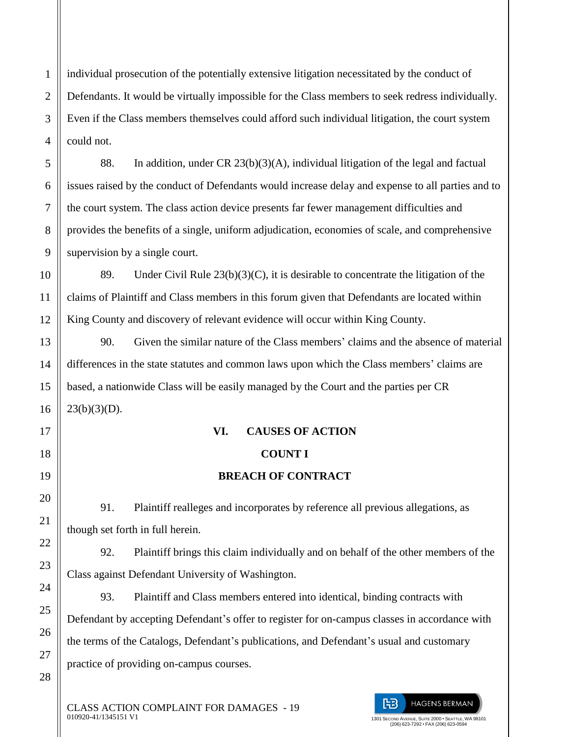individual prosecution of the potentially extensive litigation necessitated by the conduct of Defendants. It would be virtually impossible for the Class members to seek redress individually. Even if the Class members themselves could afford such individual litigation, the court system could not.

88. In addition, under CR 23(b)(3)(A), individual litigation of the legal and factual issues raised by the conduct of Defendants would increase delay and expense to all parties and to the court system. The class action device presents far fewer management difficulties and provides the benefits of a single, uniform adjudication, economies of scale, and comprehensive supervision by a single court.

89. Under Civil Rule 23(b)(3)(C), it is desirable to concentrate the litigation of the claims of Plaintiff and Class members in this forum given that Defendants are located within King County and discovery of relevant evidence will occur within King County.

90. Given the similar nature of the Class members' claims and the absence of material differences in the state statutes and common laws upon which the Class members' claims are based, a nationwide Class will be easily managed by the Court and the parties per CR 23(b)(3)(D).

## VI. CAUSES OF ACTION

### COUNT I

### BREACH OF CONTRACT

91. Plaintiff realleges and incorporates by reference all previous allegations, as though set forth in full herein.

92. Plaintiff brings this claim individually and on behalf of the other members of the Class against Defendant University of Washington.

93. Plaintiff and Class members entered into identical, binding contracts with Defendant by accepting Defendant's offer to register for on-campus classes in accordance with the terms of the Catalogs, Defendant's publications, and Defendant's usual and customary practice of providing on-campus courses.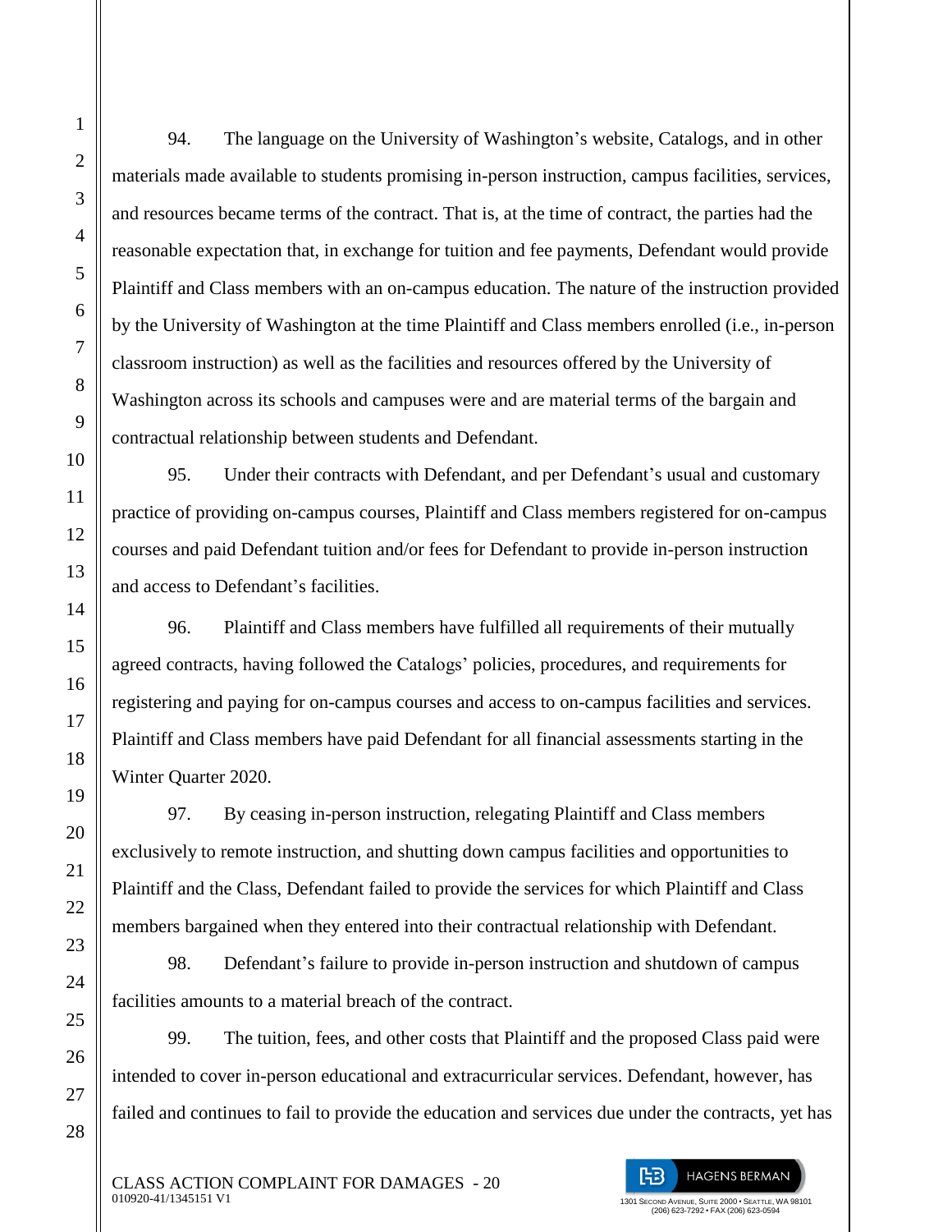94. The language on the University of Washington's website, Catalogs, and in other materials made available to students promising in-person instruction, campus facilities, services, and resources became terms of the contract. That is, at the time of contract, the parties had the reasonable expectation that, in exchange for tuition and fee payments, Defendant would provide Plaintiff and Class members with an on-campus education. The nature of the instruction provided by the University of Washington at the time Plaintiff and Class members enrolled (i.e., in-person classroom instruction) as well as the facilities and resources offered by the University of Washington across its schools and campuses were and are material terms of the bargain and contractual relationship between students and Defendant.

95. Under their contracts with Defendant, and per Defendant's usual and customary practice of providing on-campus courses, Plaintiff and Class members registered for on-campus courses and paid Defendant tuition and/or fees for Defendant to provide in-person instruction and access to Defendant's facilities.

96. Plaintiff and Class members have fulfilled all requirements of their mutually agreed contracts, having followed the Catalogs' policies, procedures, and requirements for registering and paying for on-campus courses and access to on-campus facilities and services. Plaintiff and Class members have paid Defendant for all financial assessments starting in the Winter Quarter 2020.

97. By ceasing in-person instruction, relegating Plaintiff and Class members exclusively to remote instruction, and shutting down campus facilities and opportunities to Plaintiff and the Class, Defendant failed to provide the services for which Plaintiff and Class members bargained when they entered into their contractual relationship with Defendant.

98. Defendant's failure to provide in-person instruction and shutdown of campus facilities amounts to a material breach of the contract.

99. The tuition, fees, and other costs that Plaintiff and the proposed Class paid were intended to cover in-person educational and extracurricular services. Defendant, however, has failed and continues to fail to provide the education and services due under the contracts, yet has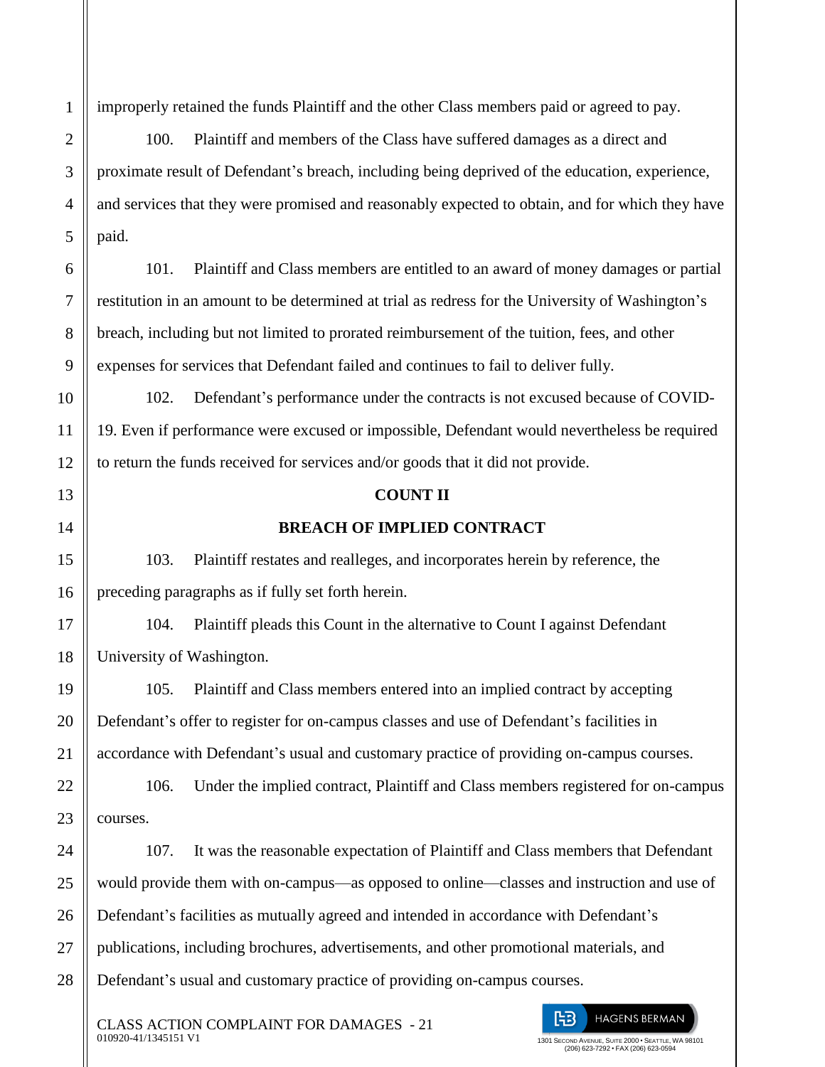improperly retained the funds Plaintiff and the other Class members paid or agreed to pay.

100. Plaintiff and members of the Class have suffered damages as a direct and proximate result of Defendant's breach, including being deprived of the education, experience, and services that they were promised and reasonably expected to obtain, and for which they have paid.

101. Plaintiff and Class members are entitled to an award of money damages or partial restitution in an amount to be determined at trial as redress for the University of Washington's breach, including but not limited to prorated reimbursement of the tuition, fees, and other expenses for services that Defendant failed and continues to fail to deliver fully.

102. Defendant's performance under the contracts is not excused because of COVID-19. Even if performance were excused or impossible, Defendant would nevertheless be required to return the funds received for services and/or goods that it did not provide.

**COUNT II**

**BREACH OF IMPLIED CONTRACT**

103. Plaintiff restates and realleges, and incorporates herein by reference, the preceding paragraphs as if fully set forth herein.

104. Plaintiff pleads this Count in the alternative to Count I against Defendant University of Washington.

105. Plaintiff and Class members entered into an implied contract by accepting Defendant's offer to register for on-campus classes and use of Defendant's facilities in accordance with Defendant's usual and customary practice of providing on-campus courses.

106. Under the implied contract, Plaintiff and Class members registered for on-campus courses.

107. It was the reasonable expectation of Plaintiff and Class members that Defendant would provide them with on-campus—as opposed to online—classes and instruction and use of Defendant's facilities as mutually agreed and intended in accordance with Defendant's publications, including brochures, advertisements, and other promotional materials, and Defendant's usual and customary practice of providing on-campus courses.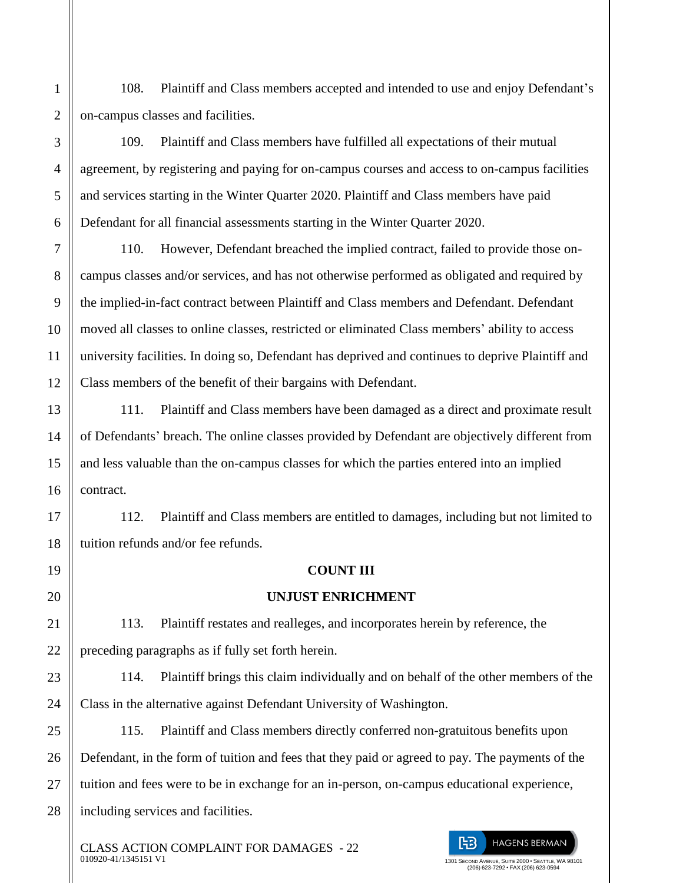108. Plaintiff and Class members accepted and intended to use and enjoy Defendant's on-campus classes and facilities.

109. Plaintiff and Class members have fulfilled all expectations of their mutual agreement, by registering and paying for on-campus courses and access to on-campus facilities and services starting in the Winter Quarter 2020. Plaintiff and Class members have paid Defendant for all financial assessments starting in the Winter Quarter 2020.

110. However, Defendant breached the implied contract, failed to provide those on-campus classes and/or services, and has not otherwise performed as obligated and required by the implied-in-fact contract between Plaintiff and Class members and Defendant. Defendant moved all classes to online classes, restricted or eliminated Class members' ability to access university facilities. In doing so, Defendant has deprived and continues to deprive Plaintiff and Class members of the benefit of their bargains with Defendant.

111. Plaintiff and Class members have been damaged as a direct and proximate result of Defendants' breach. The online classes provided by Defendant are objectively different from and less valuable than the on-campus classes for which the parties entered into an implied contract.

112. Plaintiff and Class members are entitled to damages, including but not limited to tuition refunds and/or fee refunds.

**COUNT III**

**UNJUST ENRICHMENT**

113. Plaintiff restates and realleges, and incorporates herein by reference, the preceding paragraphs as if fully set forth herein.

114. Plaintiff brings this claim individually and on behalf of the other members of the Class in the alternative against Defendant University of Washington.

115. Plaintiff and Class members directly conferred non-gratuitous benefits upon Defendant, in the form of tuition and fees that they paid or agreed to pay. The payments of the tuition and fees were to be in exchange for an in-person, on-campus educational experience, including services and facilities.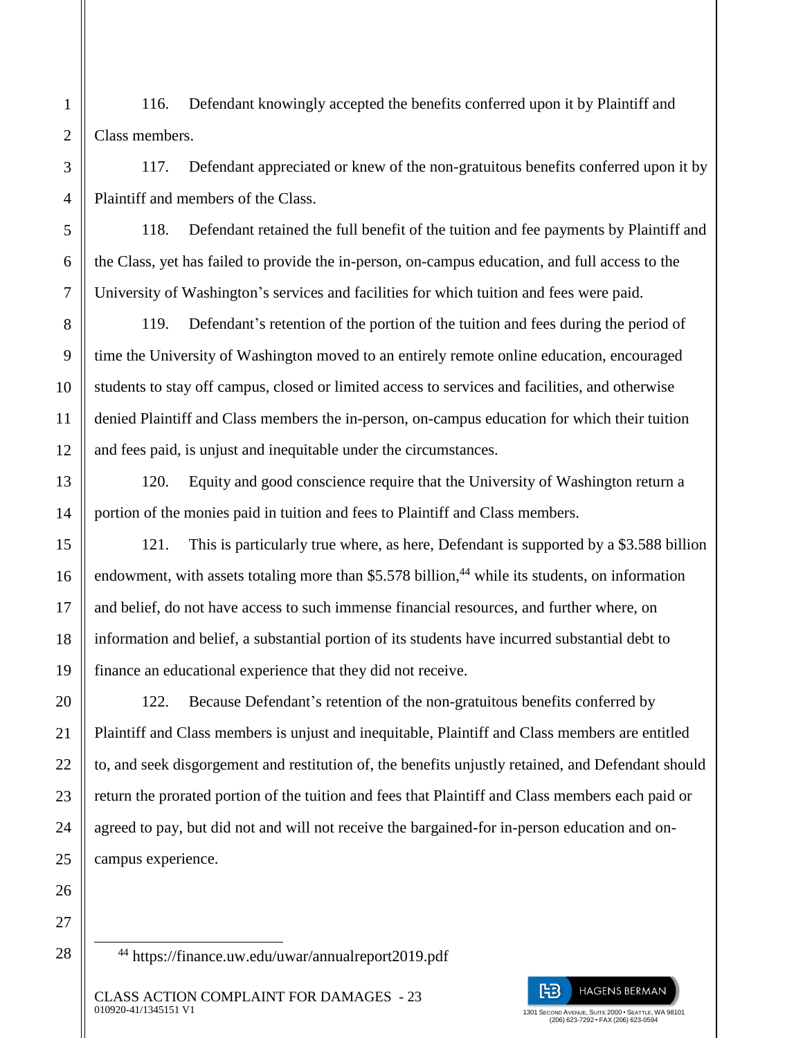116. Defendant knowingly accepted the benefits conferred upon it by Plaintiff and Class members.

117. Defendant appreciated or knew of the non-gratuitous benefits conferred upon it by Plaintiff and members of the Class.

118. Defendant retained the full benefit of the tuition and fee payments by Plaintiff and the Class, yet has failed to provide the in-person, on-campus education, and full access to the University of Washington's services and facilities for which tuition and fees were paid.

119. Defendant's retention of the portion of the tuition and fees during the period of time the University of Washington moved to an entirely remote online education, encouraged students to stay off campus, closed or limited access to services and facilities, and otherwise denied Plaintiff and Class members the in-person, on-campus education for which their tuition and fees paid, is unjust and inequitable under the circumstances.

120. Equity and good conscience require that the University of Washington return a portion of the monies paid in tuition and fees to Plaintiff and Class members.

121. This is particularly true where, as here, Defendant is supported by a $3.588 billion endowment, with assets totaling more than $5.578 billion,[44] while its students, on information and belief, do not have access to such immense financial resources, and further where, on information and belief, a substantial portion of its students have incurred substantial debt to finance an educational experience that they did not receive.

122. Because Defendant's retention of the non-gratuitous benefits conferred by Plaintiff and Class members is unjust and inequitable, Plaintiff and Class members are entitled to, and seek disgorgement and restitution of, the benefits unjustly retained, and Defendant should return the prorated portion of the tuition and fees that Plaintiff and Class members each paid or agreed to pay, but did not and will not receive the bargained-for in-person education and on-campus experience.

---

[44] https://finance.uw.edu/uwar/annualreport2019.pdf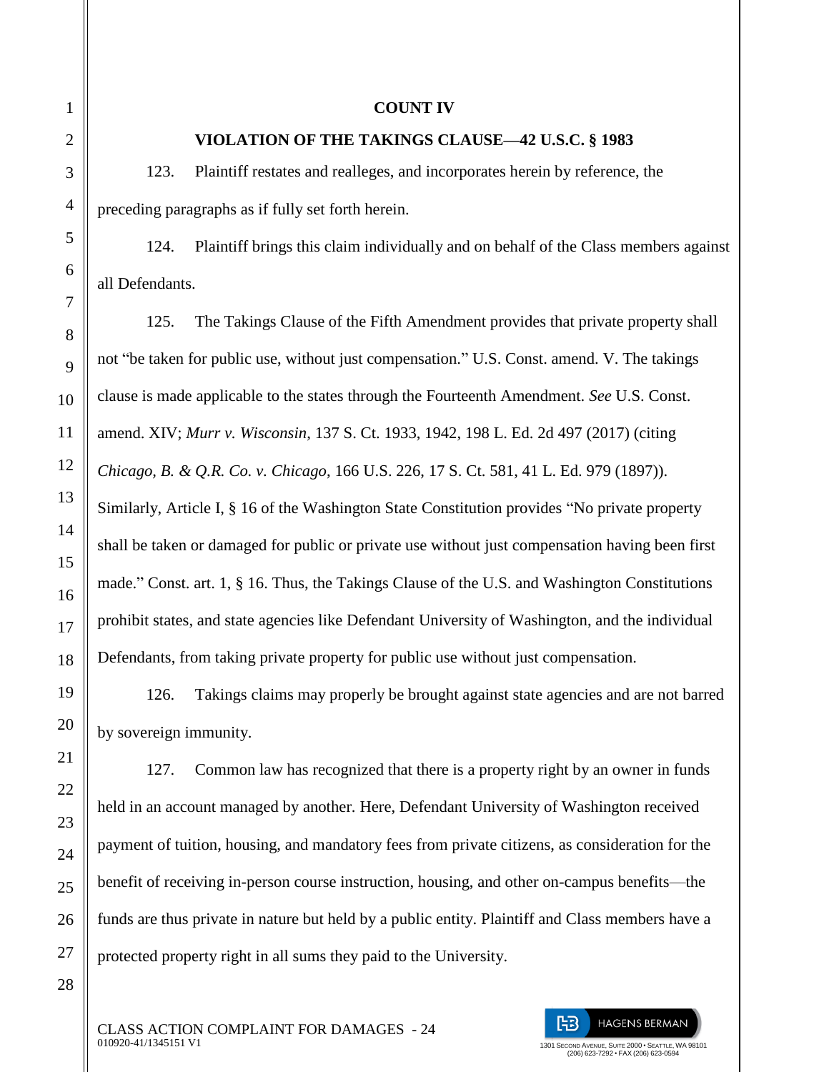**COUNT IV**

**VIOLATION OF THE TAKINGS CLAUSE—42 U.S.C. § 1983**

123. Plaintiff restates and realleges, and incorporates herein by reference, the preceding paragraphs as if fully set forth herein.

124. Plaintiff brings this claim individually and on behalf of the Class members against all Defendants.

125. The Takings Clause of the Fifth Amendment provides that private property shall not "be taken for public use, without just compensation." U.S. Const. amend. V. The takings clause is made applicable to the states through the Fourteenth Amendment. *See* U.S. Const. amend. XIV; *Murr v. Wisconsin*, 137 S. Ct. 1933, 1942, 198 L. Ed. 2d 497 (2017) (citing *Chicago, B. & Q.R. Co. v. Chicago*, 166 U.S. 226, 17 S. Ct. 581, 41 L. Ed. 979 (1897)). Similarly, Article I, § 16 of the Washington State Constitution provides "No private property shall be taken or damaged for public or private use without just compensation having been first made." Const. art. 1, § 16. Thus, the Takings Clause of the U.S. and Washington Constitutions prohibit states, and state agencies like Defendant University of Washington, and the individual Defendants, from taking private property for public use without just compensation.

126. Takings claims may properly be brought against state agencies and are not barred by sovereign immunity.

127. Common law has recognized that there is a property right by an owner in funds held in an account managed by another. Here, Defendant University of Washington received payment of tuition, housing, and mandatory fees from private citizens, as consideration for the benefit of receiving in-person course instruction, housing, and other on-campus benefits—the funds are thus private in nature but held by a public entity. Plaintiff and Class members have a protected property right in all sums they paid to the University.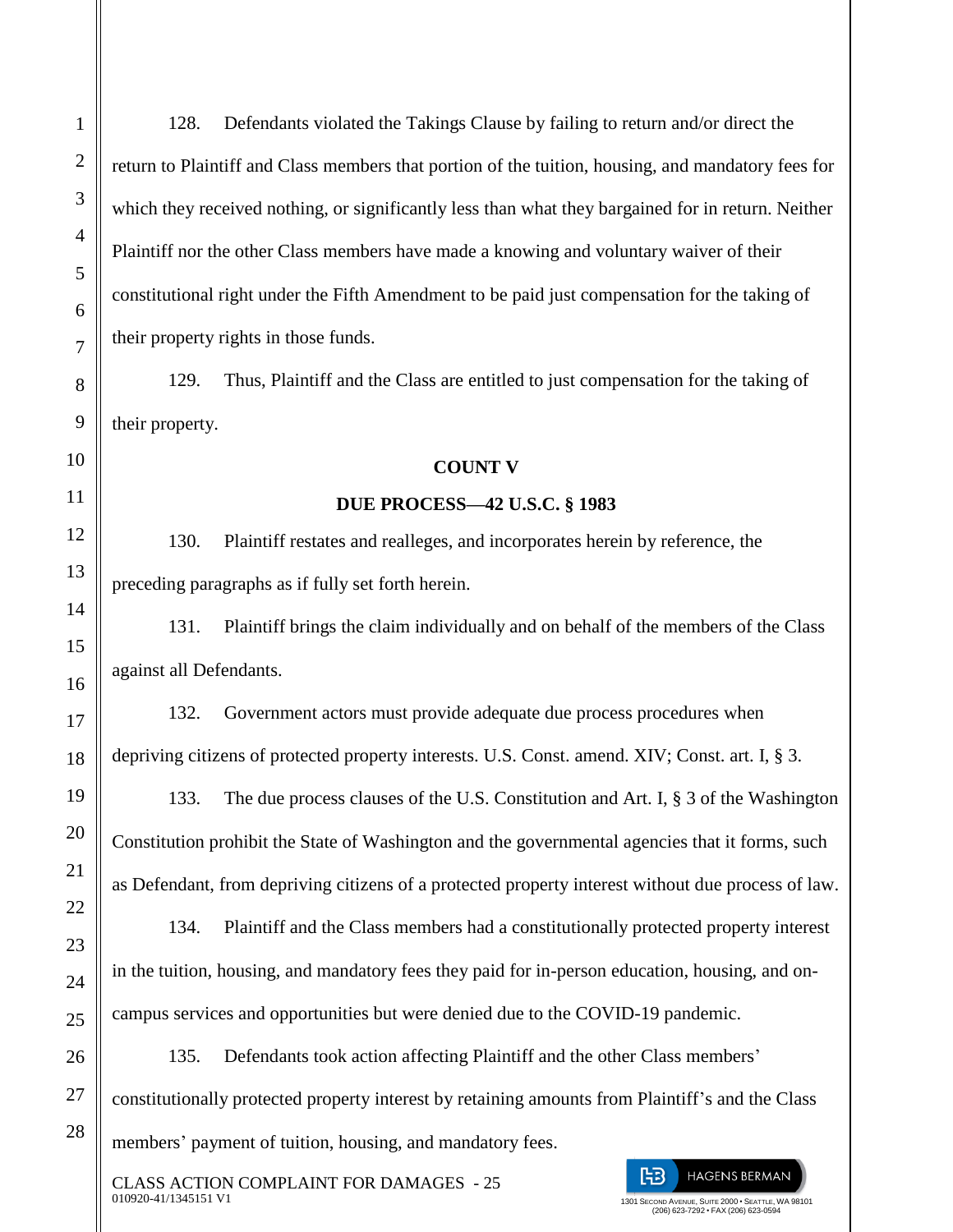128. Defendants violated the Takings Clause by failing to return and/or direct the return to Plaintiff and Class members that portion of the tuition, housing, and mandatory fees for which they received nothing, or significantly less than what they bargained for in return. Neither Plaintiff nor the other Class members have made a knowing and voluntary waiver of their constitutional right under the Fifth Amendment to be paid just compensation for the taking of their property rights in those funds.

129. Thus, Plaintiff and the Class are entitled to just compensation for the taking of their property.

**COUNT V**

**DUE PROCESS—42 U.S.C. § 1983**

130. Plaintiff restates and realleges, and incorporates herein by reference, the preceding paragraphs as if fully set forth herein.

131. Plaintiff brings the claim individually and on behalf of the members of the Class against all Defendants.

132. Government actors must provide adequate due process procedures when depriving citizens of protected property interests. U.S. Const. amend. XIV; Const. art. I, § 3.

133. The due process clauses of the U.S. Constitution and Art. I, § 3 of the Washington Constitution prohibit the State of Washington and the governmental agencies that it forms, such as Defendant, from depriving citizens of a protected property interest without due process of law.

134. Plaintiff and the Class members had a constitutionally protected property interest in the tuition, housing, and mandatory fees they paid for in-person education, housing, and on-campus services and opportunities but were denied due to the COVID-19 pandemic.

135. Defendants took action affecting Plaintiff and the other Class members' constitutionally protected property interest by retaining amounts from Plaintiff's and the Class members' payment of tuition, housing, and mandatory fees.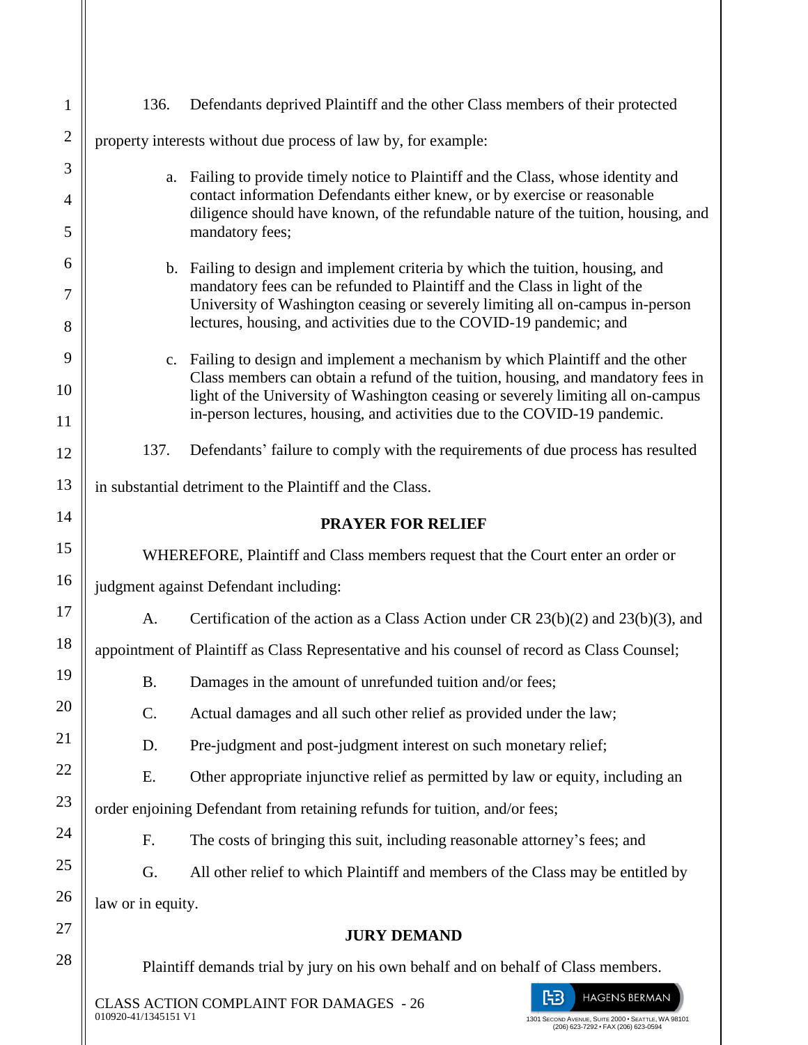136. Defendants deprived Plaintiff and the other Class members of their protected property interests without due process of law by, for example:

a. Failing to provide timely notice to Plaintiff and the Class, whose identity and contact information Defendants either knew, or by exercise or reasonable diligence should have known, of the refundable nature of the tuition, housing, and mandatory fees;

b. Failing to design and implement criteria by which the tuition, housing, and mandatory fees can be refunded to Plaintiff and the Class in light of the University of Washington ceasing or severely limiting all on-campus in-person lectures, housing, and activities due to the COVID-19 pandemic; and

c. Failing to design and implement a mechanism by which Plaintiff and the other Class members can obtain a refund of the tuition, housing, and mandatory fees in light of the University of Washington ceasing or severely limiting all on-campus in-person lectures, housing, and activities due to the COVID-19 pandemic.

137. Defendants' failure to comply with the requirements of due process has resulted in substantial detriment to the Plaintiff and the Class.

## PRAYER FOR RELIEF

WHEREFORE, Plaintiff and Class members request that the Court enter an order or judgment against Defendant including:

A. Certification of the action as a Class Action under CR 23(b)(2) and 23(b)(3), and appointment of Plaintiff as Class Representative and his counsel of record as Class Counsel;

B. Damages in the amount of unrefunded tuition and/or fees;

C. Actual damages and all such other relief as provided under the law;

D. Pre-judgment and post-judgment interest on such monetary relief;

E. Other appropriate injunctive relief as permitted by law or equity, including an order enjoining Defendant from retaining refunds for tuition, and/or fees;

F. The costs of bringing this suit, including reasonable attorney's fees; and

G. All other relief to which Plaintiff and members of the Class may be entitled by law or in equity.

## JURY DEMAND

Plaintiff demands trial by jury on his own behalf and on behalf of Class members.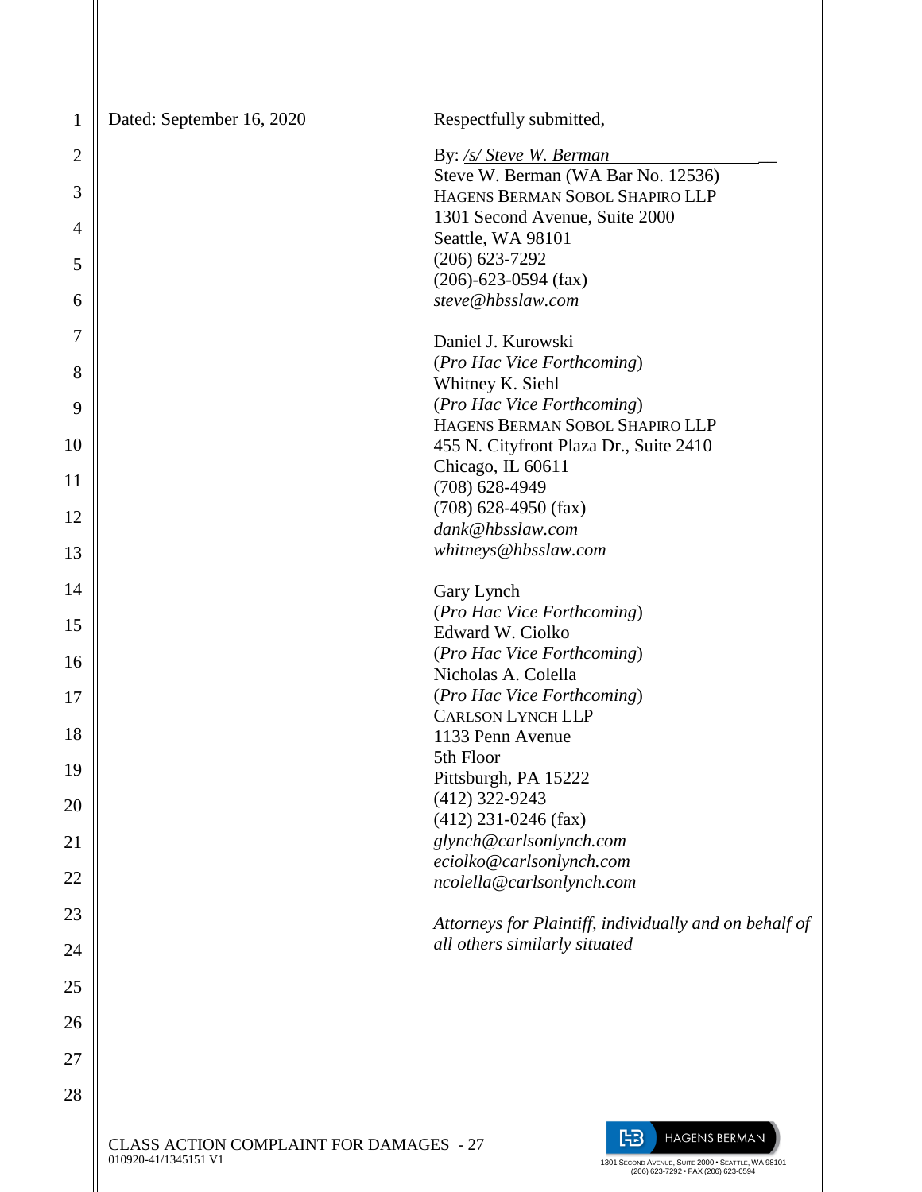Dated: September 16, 2020

Respectfully submitted,

By: */s/ Steve W. Berman*
Steve W. Berman (WA Bar No. 12536)
HAGENS BERMAN SOBOL SHAPIRO LLP
1301 Second Avenue, Suite 2000
Seattle, WA 98101
(206) 623-7292
(206)-623-0594 (fax)
*steve@hbsslaw.com*

Daniel J. Kurowski
(*Pro Hac Vice Forthcoming*)
Whitney K. Siehl
(*Pro Hac Vice Forthcoming*)
HAGENS BERMAN SOBOL SHAPIRO LLP
455 N. Cityfront Plaza Dr., Suite 2410
Chicago, IL 60611
(708) 628-4949
(708) 628-4950 (fax)
*dank@hbsslaw.com*
*whitneys@hbsslaw.com*

Gary Lynch
(*Pro Hac Vice Forthcoming*)
Edward W. Ciolko
(*Pro Hac Vice Forthcoming*)
Nicholas A. Colella
(*Pro Hac Vice Forthcoming*)
CARLSON LYNCH LLP
1133 Penn Avenue
5th Floor
Pittsburgh, PA 15222
(412) 322-9243
(412) 231-0246 (fax)
*glynch@carlsonlynch.com*
*eciolko@carlsonlynch.com*
*ncolella@carlsonlynch.com*

*Attorneys for Plaintiff, individually and on behalf of all others similarly situated*